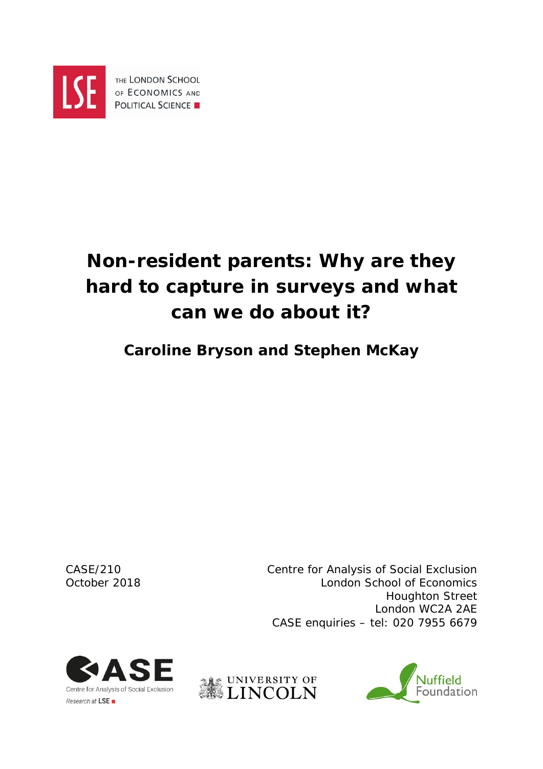THE LONDON SCHOOL OF ECONOMICS AND POLITICAL SCIENCE

# Non-resident parents: Why are they hard to capture in surveys and what can we do about it?

**Caroline Bryson and Stephen McKay**

CASE/210
October 2018

Centre for Analysis of Social Exclusion
London School of Economics
Houghton Street
London WC2A 2AE
CASE enquiries – tel: 020 7955 6679

CASE Centre for Analysis of Social Exclusion Research at LSE

UNIVERSITY OF LINCOLN

Nuffield Foundation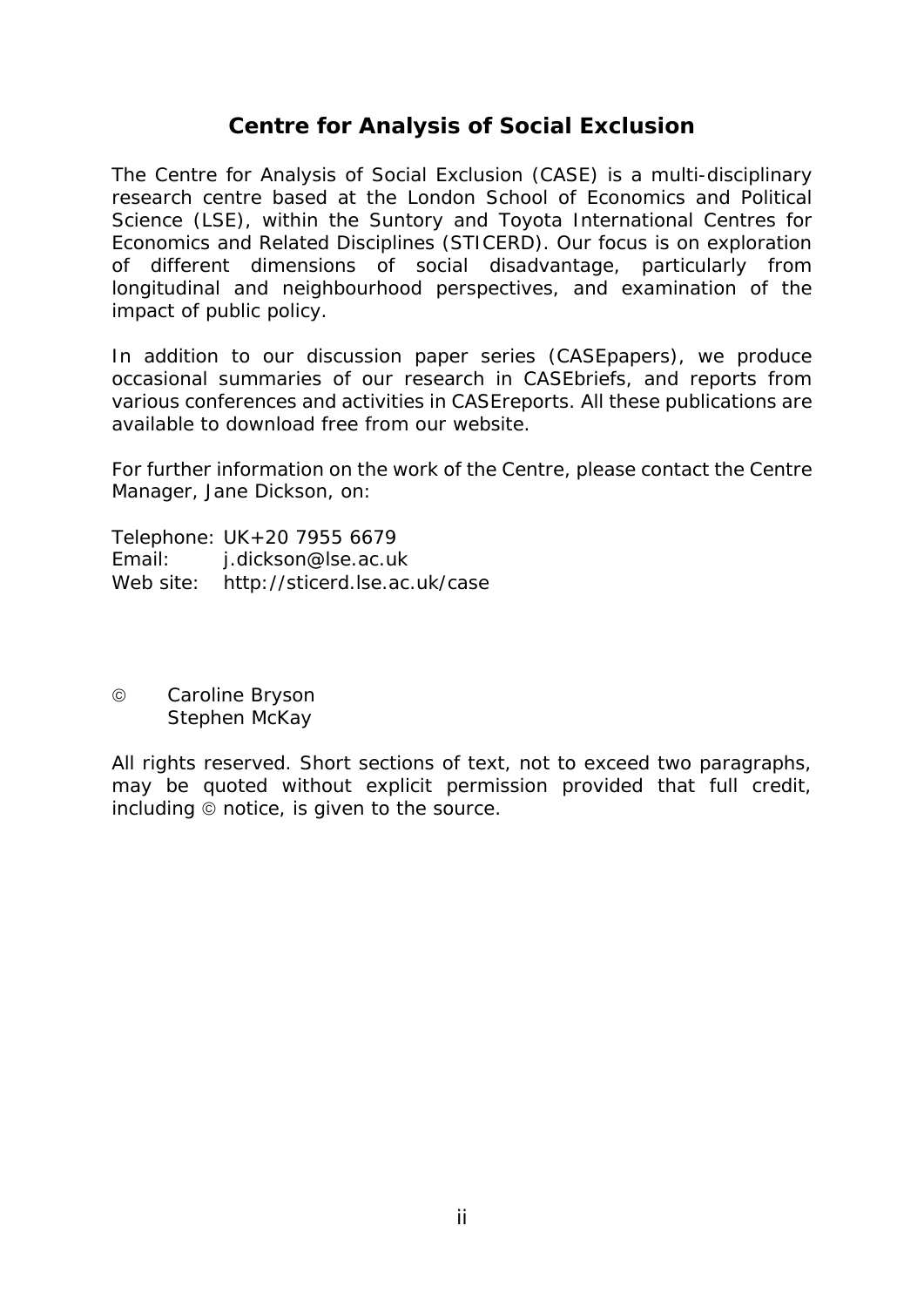# Centre for Analysis of Social Exclusion

The Centre for Analysis of Social Exclusion (CASE) is a multi-disciplinary research centre based at the London School of Economics and Political Science (LSE), within the Suntory and Toyota International Centres for Economics and Related Disciplines (STICERD). Our focus is on exploration of different dimensions of social disadvantage, particularly from longitudinal and neighbourhood perspectives, and examination of the impact of public policy.

In addition to our discussion paper series (CASEpapers), we produce occasional summaries of our research in CASEbriefs, and reports from various conferences and activities in CASEreports. All these publications are available to download free from our website.

For further information on the work of the Centre, please contact the Centre Manager, Jane Dickson, on:

Telephone: UK+20 7955 6679
Email: j.dickson@lse.ac.uk
Web site: http://sticerd.lse.ac.uk/case

© Caroline Bryson
Stephen McKay

All rights reserved. Short sections of text, not to exceed two paragraphs, may be quoted without explicit permission provided that full credit, including © notice, is given to the source.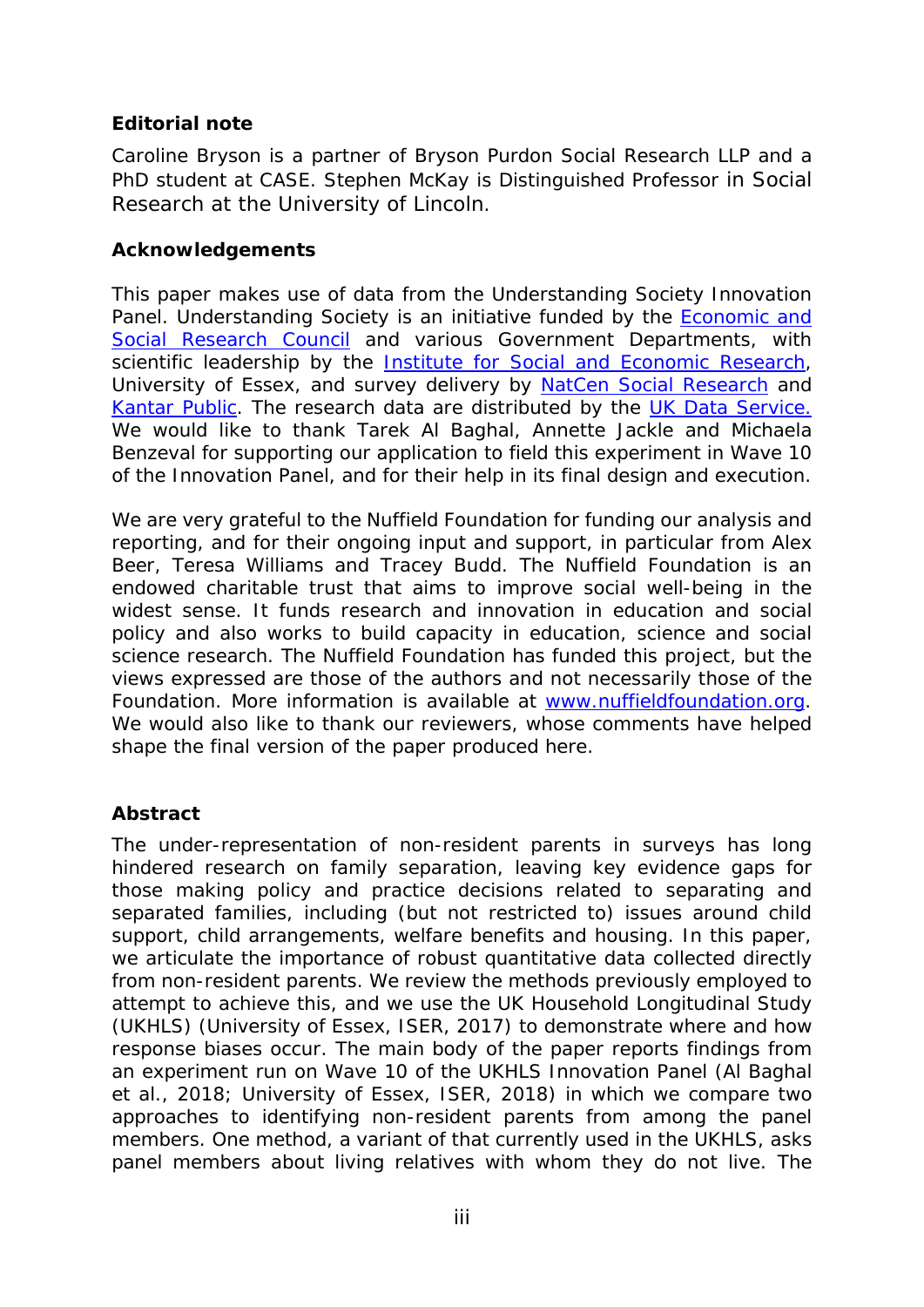### Editorial note

Caroline Bryson is a partner of Bryson Purdon Social Research LLP and a PhD student at CASE. Stephen McKay is Distinguished Professor in Social Research at the University of Lincoln.

### Acknowledgements

This paper makes use of data from the Understanding Society Innovation Panel. Understanding Society is an initiative funded by the Economic and Social Research Council and various Government Departments, with scientific leadership by the Institute for Social and Economic Research, University of Essex, and survey delivery by NatCen Social Research and Kantar Public. The research data are distributed by the UK Data Service. We would like to thank Tarek Al Baghal, Annette Jackle and Michaela Benzeval for supporting our application to field this experiment in Wave 10 of the Innovation Panel, and for their help in its final design and execution.

We are very grateful to the Nuffield Foundation for funding our analysis and reporting, and for their ongoing input and support, in particular from Alex Beer, Teresa Williams and Tracey Budd. The Nuffield Foundation is an endowed charitable trust that aims to improve social well-being in the widest sense. It funds research and innovation in education and social policy and also works to build capacity in education, science and social science research. The Nuffield Foundation has funded this project, but the views expressed are those of the authors and not necessarily those of the Foundation. More information is available at www.nuffieldfoundation.org. We would also like to thank our reviewers, whose comments have helped shape the final version of the paper produced here.

### Abstract

The under-representation of non-resident parents in surveys has long hindered research on family separation, leaving key evidence gaps for those making policy and practice decisions related to separating and separated families, including (but not restricted to) issues around child support, child arrangements, welfare benefits and housing. In this paper, we articulate the importance of robust quantitative data collected directly from non-resident parents. We review the methods previously employed to attempt to achieve this, and we use the UK Household Longitudinal Study (UKHLS) (University of Essex, ISER, 2017) to demonstrate where and how response biases occur. The main body of the paper reports findings from an experiment run on Wave 10 of the UKHLS Innovation Panel (Al Baghal et al., 2018; University of Essex, ISER, 2018) in which we compare two approaches to identifying non-resident parents from among the panel members. One method, a variant of that currently used in the UKHLS, asks panel members about living relatives with whom they do not live. The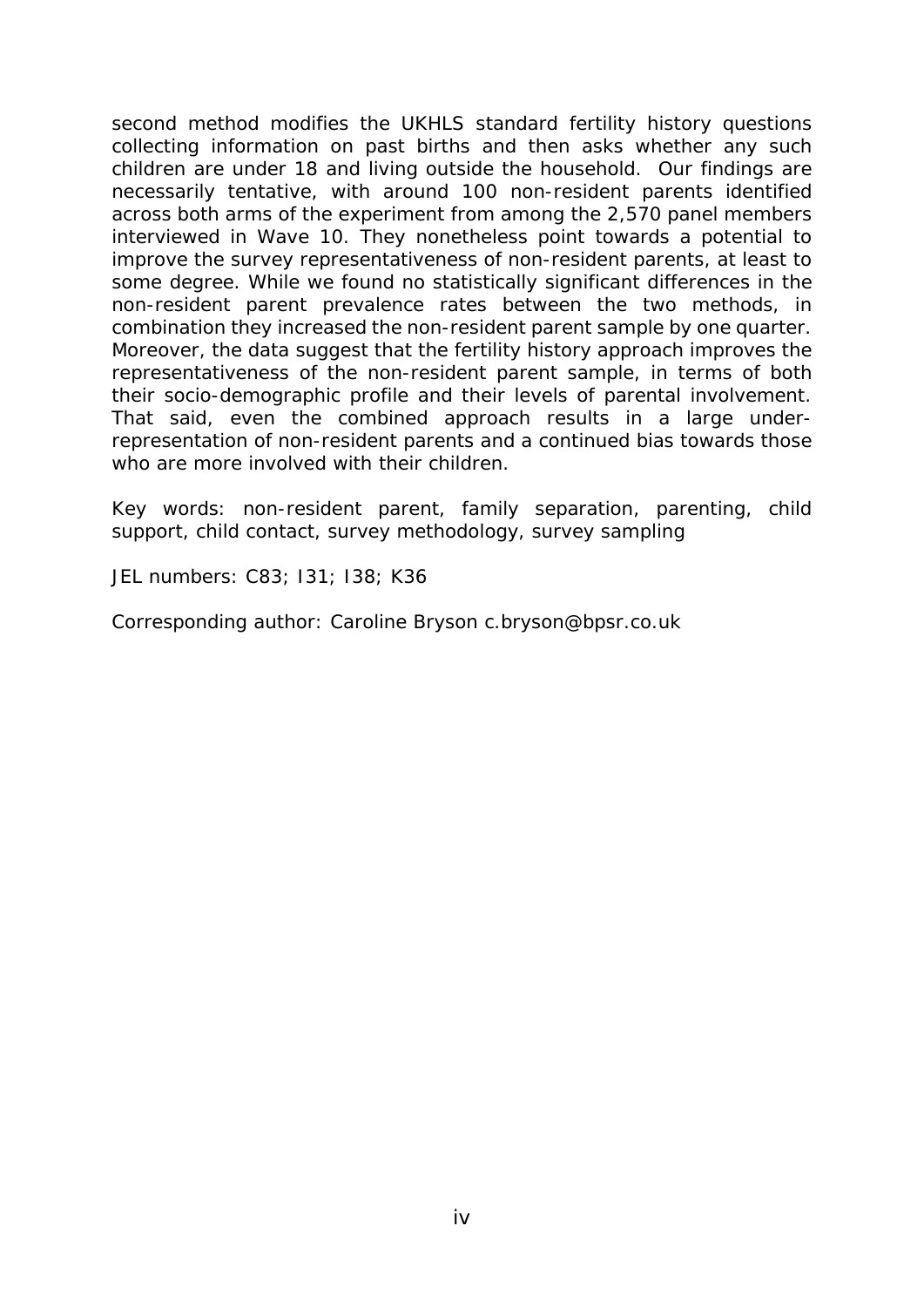second method modifies the UKHLS standard fertility history questions collecting information on past births and then asks whether any such children are under 18 and living outside the household. Our findings are necessarily tentative, with around 100 non-resident parents identified across both arms of the experiment from among the 2,570 panel members interviewed in Wave 10. They nonetheless point towards a potential to improve the survey representativeness of non-resident parents, at least to some degree. While we found no statistically significant differences in the non-resident parent prevalence rates between the two methods, in combination they increased the non-resident parent sample by one quarter. Moreover, the data suggest that the fertility history approach improves the representativeness of the non-resident parent sample, in terms of both their socio-demographic profile and their levels of parental involvement. That said, even the combined approach results in a large under-representation of non-resident parents and a continued bias towards those who are more involved with their children.

Key words: non-resident parent, family separation, parenting, child support, child contact, survey methodology, survey sampling

JEL numbers: C83; I31; I38; K36

Corresponding author: Caroline Bryson c.bryson@bpsr.co.uk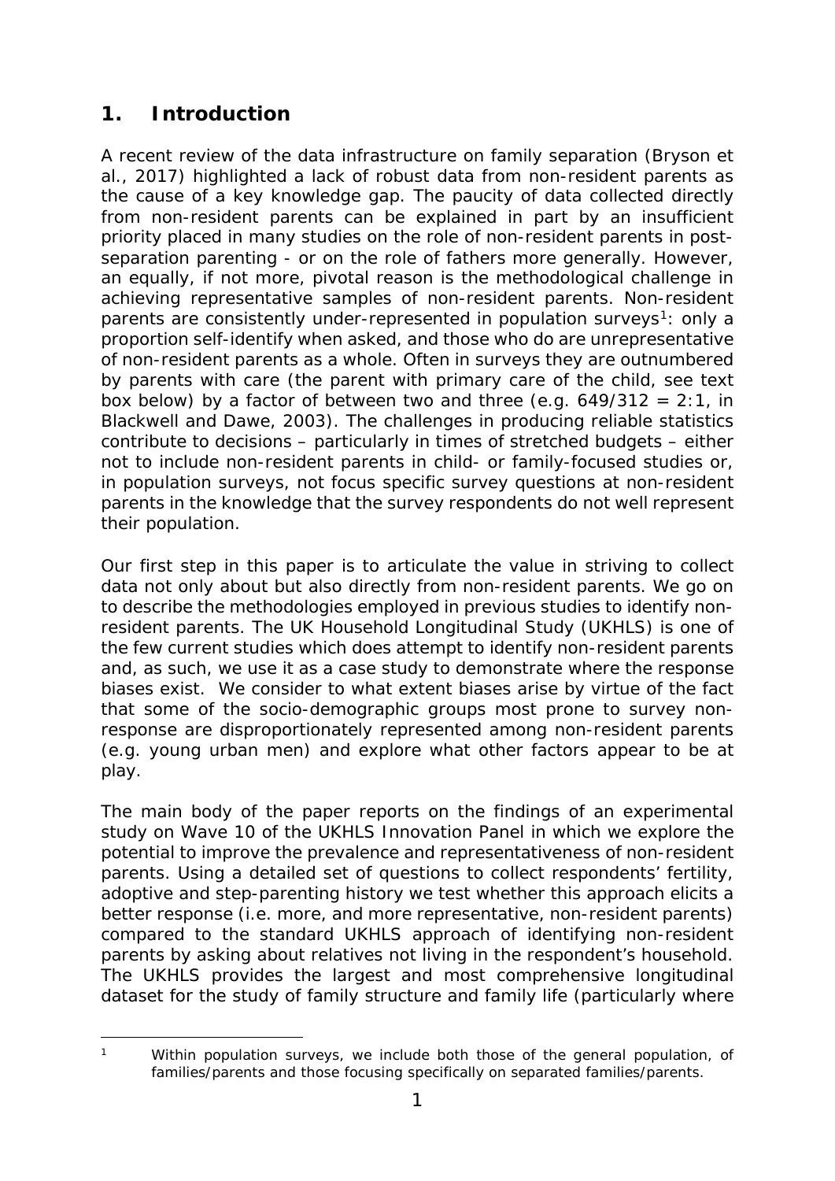## 1. Introduction

A recent review of the data infrastructure on family separation (Bryson et al., 2017) highlighted a lack of robust data from non-resident parents as the cause of a key knowledge gap. The paucity of data collected directly from non-resident parents can be explained in part by an insufficient priority placed in many studies on the role of non-resident parents in post-separation parenting - or on the role of fathers more generally. However, an equally, if not more, pivotal reason is the methodological challenge in achieving representative samples of non-resident parents. Non-resident parents are consistently under-represented in population surveys[1]: only a proportion self-identify when asked, and those who do are unrepresentative of non-resident parents as a whole. Often in surveys they are outnumbered by parents with care (the parent with primary care of the child, see text box below) by a factor of between two and three (e.g. 649/312 = 2:1, in Blackwell and Dawe, 2003). The challenges in producing reliable statistics contribute to decisions – particularly in times of stretched budgets – either not to include non-resident parents in child- or family-focused studies or, in population surveys, not focus specific survey questions at non-resident parents in the knowledge that the survey respondents do not well represent their population.

Our first step in this paper is to articulate the value in striving to collect data not only about but also directly from non-resident parents. We go on to describe the methodologies employed in previous studies to identify non-resident parents. The UK Household Longitudinal Study (UKHLS) is one of the few current studies which does attempt to identify non-resident parents and, as such, we use it as a case study to demonstrate where the response biases exist. We consider to what extent biases arise by virtue of the fact that some of the socio-demographic groups most prone to survey non-response are disproportionately represented among non-resident parents (e.g. young urban men) and explore what other factors appear to be at play.

The main body of the paper reports on the findings of an experimental study on Wave 10 of the UKHLS Innovation Panel in which we explore the potential to improve the prevalence and representativeness of non-resident parents. Using a detailed set of questions to collect respondents' fertility, adoptive and step-parenting history we test whether this approach elicits a better response (i.e. more, and more representative, non-resident parents) compared to the standard UKHLS approach of identifying non-resident parents by asking about relatives not living in the respondent's household. The UKHLS provides the largest and most comprehensive longitudinal dataset for the study of family structure and family life (particularly where

[1] Within population surveys, we include both those of the general population, of families/parents and those focusing specifically on separated families/parents.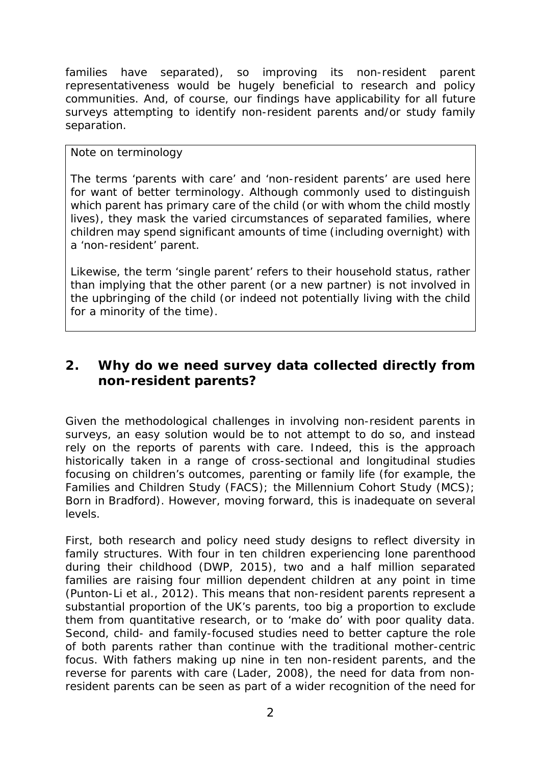families have separated), so improving its non-resident parent representativeness would be hugely beneficial to research and policy communities. And, of course, our findings have applicability for all future surveys attempting to identify non-resident parents and/or study family separation.

> Note on terminology
>
> The terms 'parents with care' and 'non-resident parents' are used here for want of better terminology. Although commonly used to distinguish which parent has primary care of the child (or with whom the child mostly lives), they mask the varied circumstances of separated families, where children may spend significant amounts of time (including overnight) with a 'non-resident' parent.
>
> Likewise, the term 'single parent' refers to their household status, rather than implying that the other parent (or a new partner) is not involved in the upbringing of the child (or indeed not potentially living with the child for a minority of the time).

## 2. Why do we need survey data collected directly from non-resident parents?

Given the methodological challenges in involving non-resident parents in surveys, an easy solution would be to not attempt to do so, and instead rely on the reports of parents with care. Indeed, this is the approach historically taken in a range of cross-sectional and longitudinal studies focusing on children's outcomes, parenting or family life (for example, the Families and Children Study (FACS); the Millennium Cohort Study (MCS); Born in Bradford). However, moving forward, this is inadequate on several levels.

First, both research and policy need study designs to reflect diversity in family structures. With four in ten children experiencing lone parenthood during their childhood (DWP, 2015), two and a half million separated families are raising four million dependent children at any point in time (Punton-Li et al., 2012). This means that non-resident parents represent a substantial proportion of the UK's parents, too big a proportion to exclude them from quantitative research, or to 'make do' with poor quality data. Second, child- and family-focused studies need to better capture the role of both parents rather than continue with the traditional mother-centric focus. With fathers making up nine in ten non-resident parents, and the reverse for parents with care (Lader, 2008), the need for data from non-resident parents can be seen as part of a wider recognition of the need for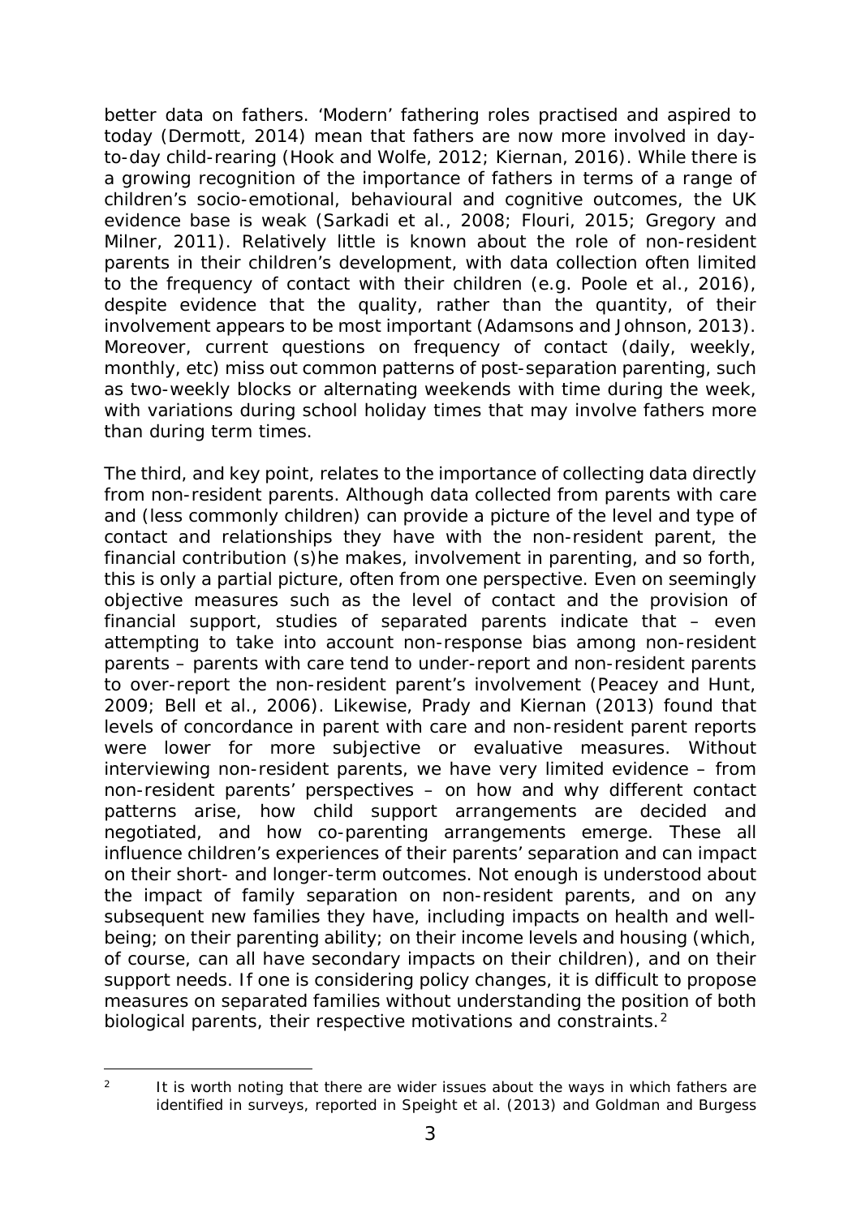better data on fathers. 'Modern' fathering roles practised and aspired to today (Dermott, 2014) mean that fathers are now more involved in day-to-day child-rearing (Hook and Wolfe, 2012; Kiernan, 2016). While there is a growing recognition of the importance of fathers in terms of a range of children's socio-emotional, behavioural and cognitive outcomes, the UK evidence base is weak (Sarkadi et al., 2008; Flouri, 2015; Gregory and Milner, 2011). Relatively little is known about the role of non-resident parents in their children's development, with data collection often limited to the frequency of contact with their children (e.g. Poole et al., 2016), despite evidence that the quality, rather than the quantity, of their involvement appears to be most important (Adamsons and Johnson, 2013). Moreover, current questions on frequency of contact (daily, weekly, monthly, etc) miss out common patterns of post-separation parenting, such as two-weekly blocks or alternating weekends with time during the week, with variations during school holiday times that may involve fathers more than during term times.

The third, and key point, relates to the importance of collecting data directly from non-resident parents. Although data collected from parents with care and (less commonly children) can provide a picture of the level and type of contact and relationships they have with the non-resident parent, the financial contribution (s)he makes, involvement in parenting, and so forth, this is only a partial picture, often from one perspective. Even on seemingly objective measures such as the level of contact and the provision of financial support, studies of separated parents indicate that – even attempting to take into account non-response bias among non-resident parents – parents with care tend to under-report and non-resident parents to over-report the non-resident parent's involvement (Peacey and Hunt, 2009; Bell et al., 2006). Likewise, Prady and Kiernan (2013) found that levels of concordance in parent with care and non-resident parent reports were lower for more subjective or evaluative measures. Without interviewing non-resident parents, we have very limited evidence – from non-resident parents' perspectives – on how and why different contact patterns arise, how child support arrangements are decided and negotiated, and how co-parenting arrangements emerge. These all influence children's experiences of their parents' separation and can impact on their short- and longer-term outcomes. Not enough is understood about the impact of family separation on non-resident parents, and on any subsequent new families they have, including impacts on health and well-being; on their parenting ability; on their income levels and housing (which, of course, can all have secondary impacts on their children), and on their support needs. If one is considering policy changes, it is difficult to propose measures on separated families without understanding the position of both biological parents, their respective motivations and constraints.[2]

---

[2] It is worth noting that there are wider issues about the ways in which fathers are identified in surveys, reported in Speight et al. (2013) and Goldman and Burgess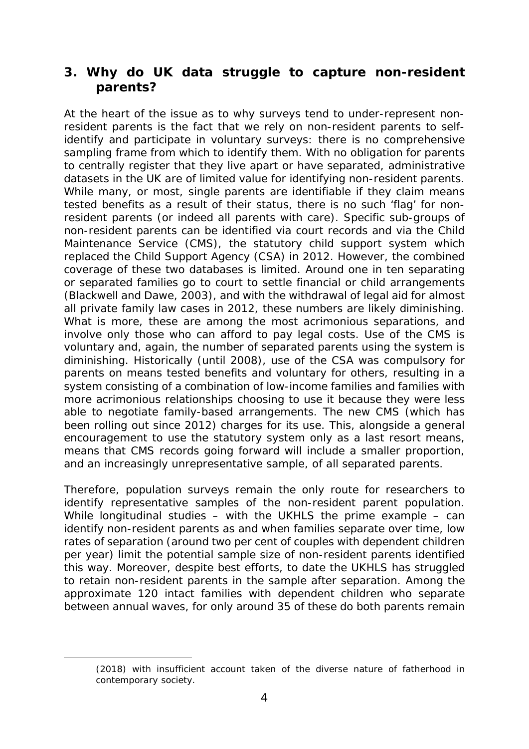## 3. Why do UK data struggle to capture non-resident parents?

At the heart of the issue as to why surveys tend to under-represent non-resident parents is the fact that we rely on non-resident parents to self-identify and participate in voluntary surveys: there is no comprehensive sampling frame from which to identify them. With no obligation for parents to centrally register that they live apart or have separated, administrative datasets in the UK are of limited value for identifying non-resident parents. While many, or most, single parents are identifiable if they claim means tested benefits as a result of their status, there is no such 'flag' for non-resident parents (or indeed all parents with care). Specific sub-groups of non-resident parents can be identified via court records and via the Child Maintenance Service (CMS), the statutory child support system which replaced the Child Support Agency (CSA) in 2012. However, the combined coverage of these two databases is limited. Around one in ten separating or separated families go to court to settle financial or child arrangements (Blackwell and Dawe, 2003), and with the withdrawal of legal aid for almost all private family law cases in 2012, these numbers are likely diminishing. What is more, these are among the most acrimonious separations, and involve only those who can afford to pay legal costs. Use of the CMS is voluntary and, again, the number of separated parents using the system is diminishing. Historically (until 2008), use of the CSA was compulsory for parents on means tested benefits and voluntary for others, resulting in a system consisting of a combination of low-income families and families with more acrimonious relationships choosing to use it because they were less able to negotiate family-based arrangements. The new CMS (which has been rolling out since 2012) charges for its use. This, alongside a general encouragement to use the statutory system only as a last resort means, means that CMS records going forward will include a smaller proportion, and an increasingly unrepresentative sample, of all separated parents.

Therefore, population surveys remain the only route for researchers to identify representative samples of the non-resident parent population. While longitudinal studies – with the UKHLS the prime example – can identify non-resident parents as and when families separate over time, low rates of separation (around two per cent of couples with dependent children per year) limit the potential sample size of non-resident parents identified this way. Moreover, despite best efforts, to date the UKHLS has struggled to retain non-resident parents in the sample after separation. Among the approximate 120 intact families with dependent children who separate between annual waves, for only around 35 of these do both parents remain

(2018) with insufficient account taken of the diverse nature of fatherhood in contemporary society.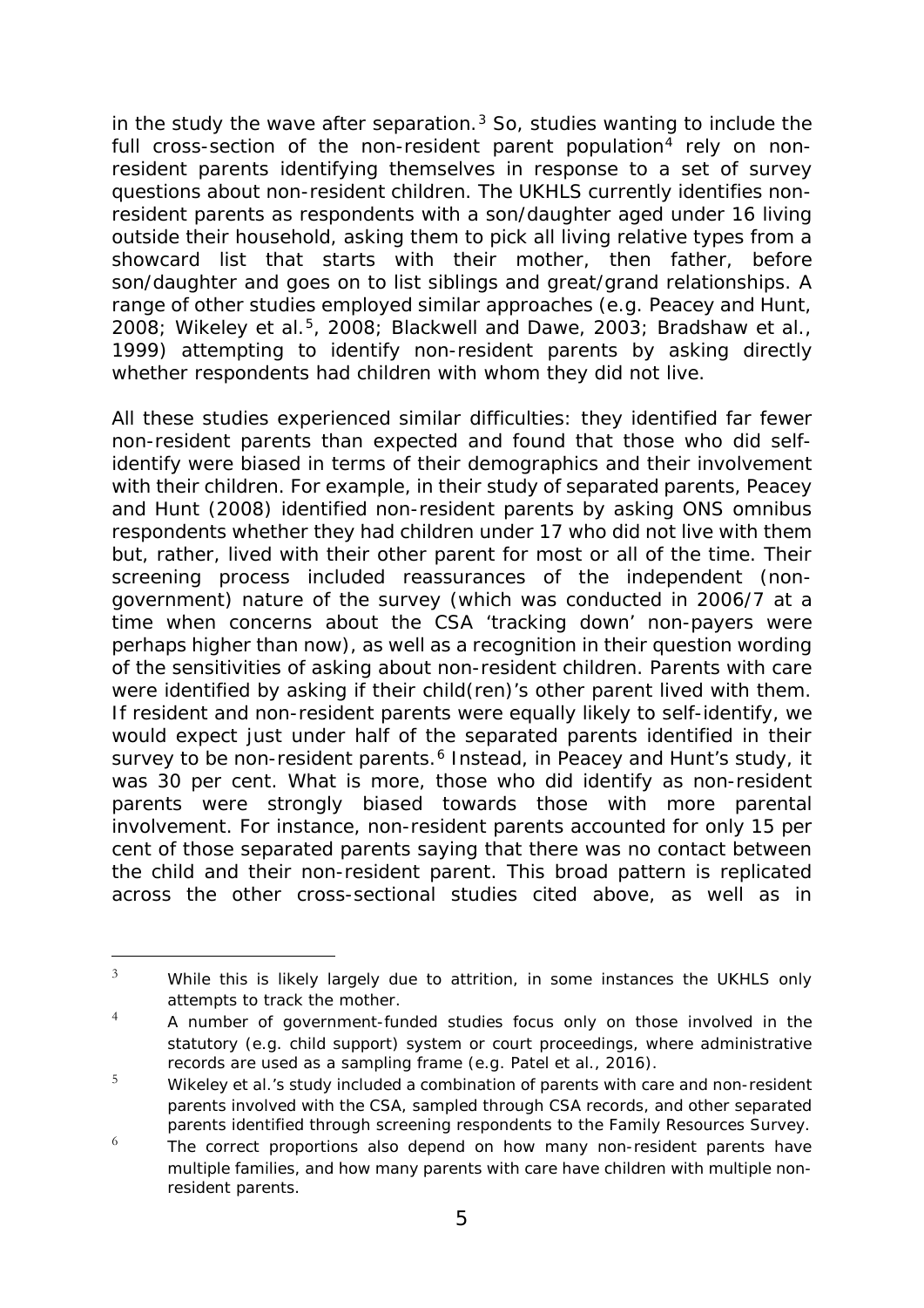in the study the wave after separation.[3] So, studies wanting to include the full cross-section of the non-resident parent population[4] rely on non-resident parents identifying themselves in response to a set of survey questions about non-resident children. The UKHLS currently identifies non-resident parents as respondents with a son/daughter aged under 16 living outside their household, asking them to pick all living relative types from a showcard list that starts with their mother, then father, before son/daughter and goes on to list siblings and great/grand relationships. A range of other studies employed similar approaches (e.g. Peacey and Hunt, 2008; Wikeley et al.[5], 2008; Blackwell and Dawe, 2003; Bradshaw et al., 1999) attempting to identify non-resident parents by asking directly whether respondents had children with whom they did not live.

All these studies experienced similar difficulties: they identified far fewer non-resident parents than expected and found that those who did self-identify were biased in terms of their demographics and their involvement with their children. For example, in their study of separated parents, Peacey and Hunt (2008) identified non-resident parents by asking ONS omnibus respondents whether they had children under 17 who did not live with them but, rather, lived with their other parent for most or all of the time. Their screening process included reassurances of the independent (non-government) nature of the survey (which was conducted in 2006/7 at a time when concerns about the CSA 'tracking down' non-payers were perhaps higher than now), as well as a recognition in their question wording of the sensitivities of asking about non-resident children. Parents with care were identified by asking if their child(ren)'s other parent lived with them. If resident and non-resident parents were equally likely to self-identify, we would expect just under half of the separated parents identified in their survey to be non-resident parents.[6] Instead, in Peacey and Hunt's study, it was 30 per cent. What is more, those who did identify as non-resident parents were strongly biased towards those with more parental involvement. For instance, non-resident parents accounted for only 15 per cent of those separated parents saying that there was no contact between the child and their non-resident parent. This broad pattern is replicated across the other cross-sectional studies cited above, as well as in

---

[3] While this is likely largely due to attrition, in some instances the UKHLS only attempts to track the mother.

[4] A number of government-funded studies focus only on those involved in the statutory (e.g. child support) system or court proceedings, where administrative records are used as a sampling frame (e.g. Patel et al., 2016).

[5] Wikeley et al.'s study included a combination of parents with care and non-resident parents involved with the CSA, sampled through CSA records, and other separated parents identified through screening respondents to the Family Resources Survey.

[6] The correct proportions also depend on how many non-resident parents have multiple families, and how many parents with care have children with multiple non-resident parents.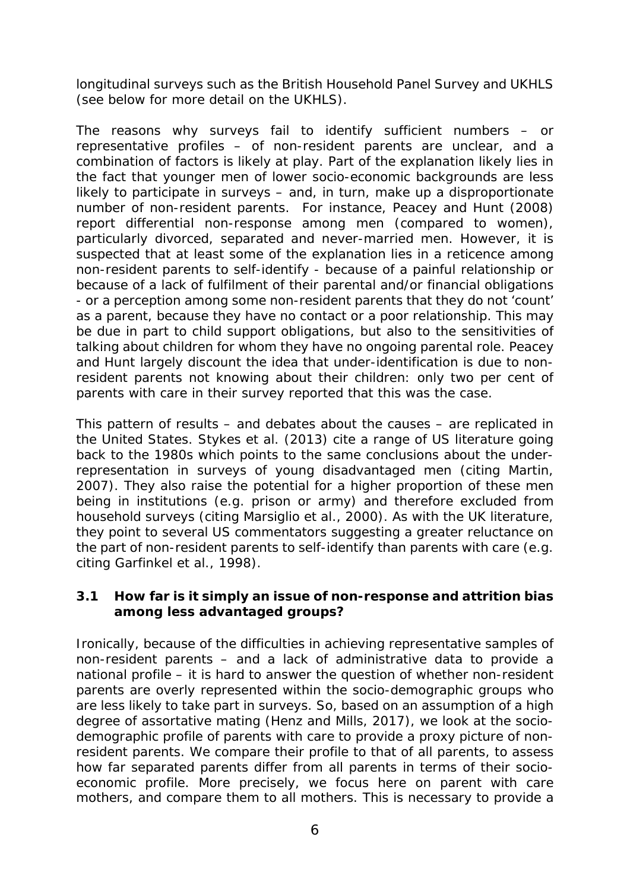longitudinal surveys such as the British Household Panel Survey and UKHLS (see below for more detail on the UKHLS).

The reasons why surveys fail to identify sufficient numbers – or representative profiles – of non-resident parents are unclear, and a combination of factors is likely at play. Part of the explanation likely lies in the fact that younger men of lower socio-economic backgrounds are less likely to participate in surveys – and, in turn, make up a disproportionate number of non-resident parents. For instance, Peacey and Hunt (2008) report differential non-response among men (compared to women), particularly divorced, separated and never-married men. However, it is suspected that at least some of the explanation lies in a reticence among non-resident parents to self-identify - because of a painful relationship or because of a lack of fulfilment of their parental and/or financial obligations - or a perception among some non-resident parents that they do not 'count' as a parent, because they have no contact or a poor relationship. This may be due in part to child support obligations, but also to the sensitivities of talking about children for whom they have no ongoing parental role. Peacey and Hunt largely discount the idea that under-identification is due to non-resident parents not knowing about their children: only two per cent of parents with care in their survey reported that this was the case.

This pattern of results – and debates about the causes – are replicated in the United States. Stykes et al. (2013) cite a range of US literature going back to the 1980s which points to the same conclusions about the under-representation in surveys of young disadvantaged men (citing Martin, 2007). They also raise the potential for a higher proportion of these men being in institutions (e.g. prison or army) and therefore excluded from household surveys (citing Marsiglio et al., 2000). As with the UK literature, they point to several US commentators suggesting a greater reluctance on the part of non-resident parents to self-identify than parents with care (e.g. citing Garfinkel et al., 1998).

### 3.1 How far is it simply an issue of non-response and attrition bias among less advantaged groups?

Ironically, because of the difficulties in achieving representative samples of non-resident parents – and a lack of administrative data to provide a national profile – it is hard to answer the question of whether non-resident parents are overly represented within the socio-demographic groups who are less likely to take part in surveys. So, based on an assumption of a high degree of assortative mating (Henz and Mills, 2017), we look at the socio-demographic profile of parents with care to provide a proxy picture of non-resident parents. We compare their profile to that of all parents, to assess how far separated parents differ from all parents in terms of their socio-economic profile. More precisely, we focus here on parent with care mothers, and compare them to all mothers. This is necessary to provide a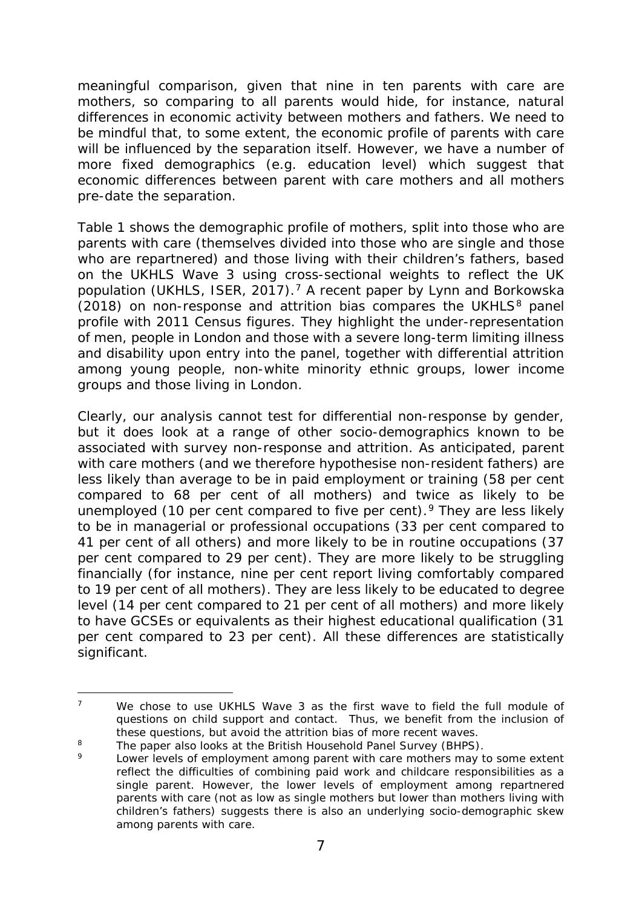meaningful comparison, given that nine in ten parents with care are mothers, so comparing to all parents would hide, for instance, natural differences in economic activity between mothers and fathers. We need to be mindful that, to some extent, the economic profile of parents with care will be influenced by the separation itself. However, we have a number of more fixed demographics (e.g. education level) which suggest that economic differences between parent with care mothers and all mothers pre-date the separation.

Table 1 shows the demographic profile of mothers, split into those who are parents with care (themselves divided into those who are single and those who are repartnered) and those living with their children's fathers, based on the UKHLS Wave 3 using cross-sectional weights to reflect the UK population (UKHLS, ISER, 2017).[7] A recent paper by Lynn and Borkowska (2018) on non-response and attrition bias compares the UKHLS[8] panel profile with 2011 Census figures. They highlight the under-representation of men, people in London and those with a severe long-term limiting illness and disability upon entry into the panel, together with differential attrition among young people, non-white minority ethnic groups, lower income groups and those living in London.

Clearly, our analysis cannot test for differential non-response by gender, but it does look at a range of other socio-demographics known to be associated with survey non-response and attrition. As anticipated, parent with care mothers (and we therefore hypothesise non-resident fathers) are less likely than average to be in paid employment or training (58 per cent compared to 68 per cent of all mothers) and twice as likely to be unemployed (10 per cent compared to five per cent).[9] They are less likely to be in managerial or professional occupations (33 per cent compared to 41 per cent of all others) and more likely to be in routine occupations (37 per cent compared to 29 per cent). They are more likely to be struggling financially (for instance, nine per cent report living comfortably compared to 19 per cent of all mothers). They are less likely to be educated to degree level (14 per cent compared to 21 per cent of all mothers) and more likely to have GCSEs or equivalents as their highest educational qualification (31 per cent compared to 23 per cent). All these differences are statistically significant.

---

[7] We chose to use UKHLS Wave 3 as the first wave to field the full module of questions on child support and contact. Thus, we benefit from the inclusion of these questions, but avoid the attrition bias of more recent waves.

[8] The paper also looks at the British Household Panel Survey (BHPS).

[9] Lower levels of employment among parent with care mothers may to some extent reflect the difficulties of combining paid work and childcare responsibilities as a single parent. However, the lower levels of employment among repartnered parents with care (not as low as single mothers but lower than mothers living with children's fathers) suggests there is also an underlying socio-demographic skew among parents with care.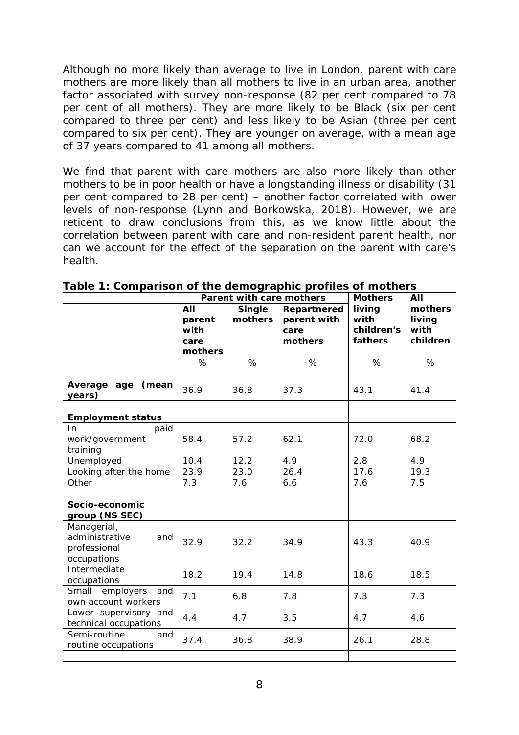Although no more likely than average to live in London, parent with care mothers are more likely than all mothers to live in an urban area, another factor associated with survey non-response (82 per cent compared to 78 per cent of all mothers). They are more likely to be Black (six per cent compared to three per cent) and less likely to be Asian (three per cent compared to six per cent). They are younger on average, with a mean age of 37 years compared to 41 among all mothers.

We find that parent with care mothers are also more likely than other mothers to be in poor health or have a longstanding illness or disability (31 per cent compared to 28 per cent) – another factor correlated with lower levels of non-response (Lynn and Borkowska, 2018). However, we are reticent to draw conclusions from this, as we know little about the correlation between parent with care and non-resident parent health, nor can we account for the effect of the separation on the parent with care's health.

**Table 1: Comparison of the demographic profiles of mothers**

| | **Parent with care mothers** | | | **Mothers living with children's fathers** | **All mothers living with children** |
|---|---|---|---|---|---|
| | **All parent with care mothers** | **Single mothers** | **Repartnered parent with care mothers** | | |
| | % | % | % | % | % |
| **Average age (mean years)** | 36.9 | 36.8 | 37.3 | 43.1 | 41.4 |
| **Employment status** | | | | | |
| In paid work/government training | 58.4 | 57.2 | 62.1 | 72.0 | 68.2 |
| Unemployed | 10.4 | 12.2 | 4.9 | 2.8 | 4.9 |
| Looking after the home | 23.9 | 23.0 | 26.4 | 17.6 | 19.3 |
| Other | 7.3 | 7.6 | 6.6 | 7.6 | 7.5 |
| **Socio-economic group (NS SEC)** | | | | | |
| Managerial, administrative and professional occupations | 32.9 | 32.2 | 34.9 | 43.3 | 40.9 |
| Intermediate occupations | 18.2 | 19.4 | 14.8 | 18.6 | 18.5 |
| Small employers and own account workers | 7.1 | 6.8 | 7.8 | 7.3 | 7.3 |
| Lower supervisory and technical occupations | 4.4 | 4.7 | 3.5 | 4.7 | 4.6 |
| Semi-routine and routine occupations | 37.4 | 36.8 | 38.9 | 26.1 | 28.8 |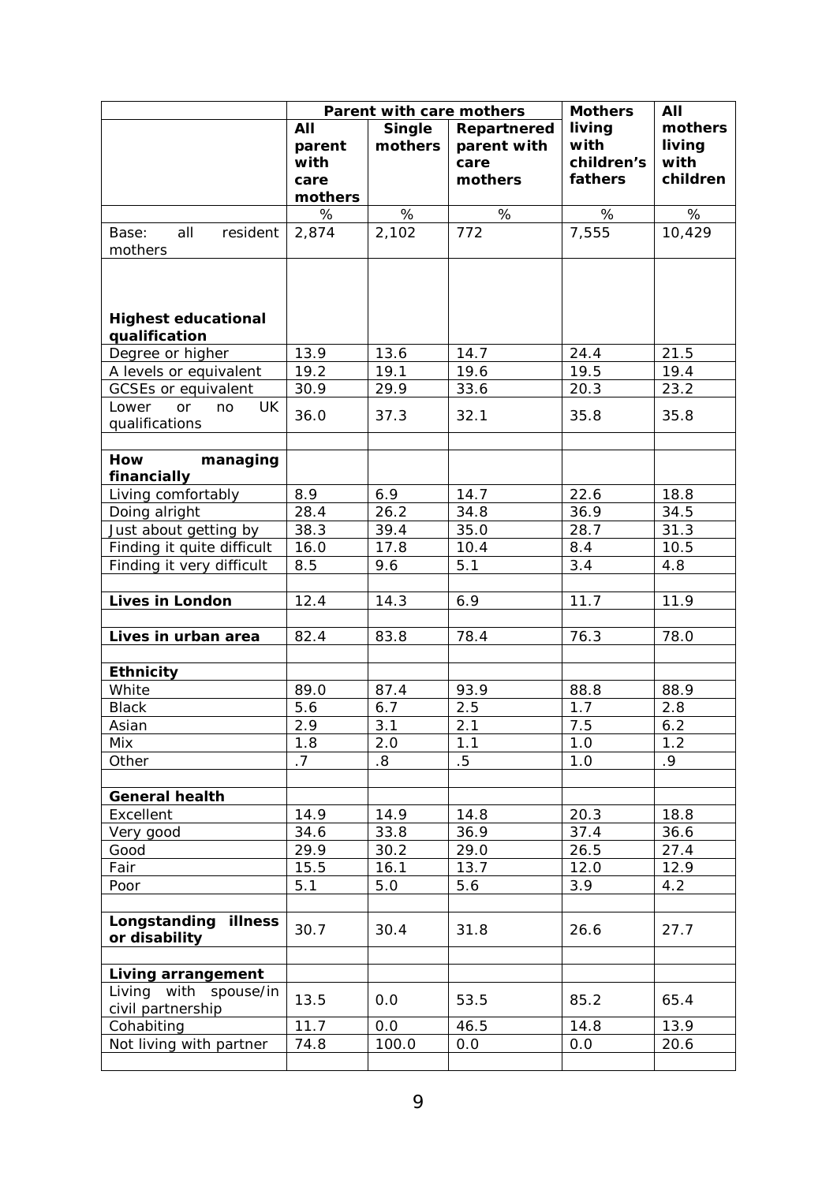| | Parent with care mothers | | | Mothers living with children's fathers | All mothers living with children |
|---|---|---|---|---|---|
| | All parent with care mothers | Single mothers | Repartnered parent with care mothers | | |
| | % | % | % | % | % |
| Base: all resident mothers | 2,874 | 2,102 | 772 | 7,555 | 10,429 |
| **Highest educational qualification** | | | | | |
| Degree or higher | 13.9 | 13.6 | 14.7 | 24.4 | 21.5 |
| A levels or equivalent | 19.2 | 19.1 | 19.6 | 19.5 | 19.4 |
| GCSEs or equivalent | 30.9 | 29.9 | 33.6 | 20.3 | 23.2 |
| Lower or no UK qualifications | 36.0 | 37.3 | 32.1 | 35.8 | 35.8 |
| | | | | | |
| **How managing financially** | | | | | |
| Living comfortably | 8.9 | 6.9 | 14.7 | 22.6 | 18.8 |
| Doing alright | 28.4 | 26.2 | 34.8 | 36.9 | 34.5 |
| Just about getting by | 38.3 | 39.4 | 35.0 | 28.7 | 31.3 |
| Finding it quite difficult | 16.0 | 17.8 | 10.4 | 8.4 | 10.5 |
| Finding it very difficult | 8.5 | 9.6 | 5.1 | 3.4 | 4.8 |
| | | | | | |
| **Lives in London** | 12.4 | 14.3 | 6.9 | 11.7 | 11.9 |
| | | | | | |
| **Lives in urban area** | 82.4 | 83.8 | 78.4 | 76.3 | 78.0 |
| | | | | | |
| **Ethnicity** | | | | | |
| White | 89.0 | 87.4 | 93.9 | 88.8 | 88.9 |
| Black | 5.6 | 6.7 | 2.5 | 1.7 | 2.8 |
| Asian | 2.9 | 3.1 | 2.1 | 7.5 | 6.2 |
| Mix | 1.8 | 2.0 | 1.1 | 1.0 | 1.2 |
| Other | .7 | .8 | .5 | 1.0 | .9 |
| | | | | | |
| **General health** | | | | | |
| Excellent | 14.9 | 14.9 | 14.8 | 20.3 | 18.8 |
| Very good | 34.6 | 33.8 | 36.9 | 37.4 | 36.6 |
| Good | 29.9 | 30.2 | 29.0 | 26.5 | 27.4 |
| Fair | 15.5 | 16.1 | 13.7 | 12.0 | 12.9 |
| Poor | 5.1 | 5.0 | 5.6 | 3.9 | 4.2 |
| | | | | | |
| **Longstanding illness or disability** | 30.7 | 30.4 | 31.8 | 26.6 | 27.7 |
| | | | | | |
| **Living arrangement** | | | | | |
| Living with spouse/in civil partnership | 13.5 | 0.0 | 53.5 | 85.2 | 65.4 |
| Cohabiting | 11.7 | 0.0 | 46.5 | 14.8 | 13.9 |
| Not living with partner | 74.8 | 100.0 | 0.0 | 0.0 | 20.6 |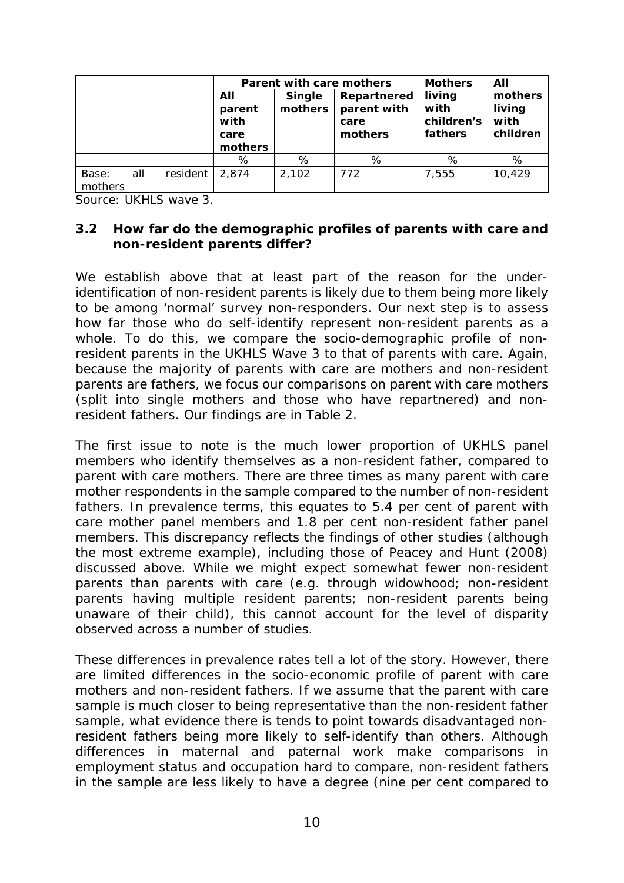| | Parent with care mothers | | | Mothers living with children's fathers | All mothers living with children |
|---|---|---|---|---|---|
| | All parent with care mothers | Single mothers | Repartnered parent with care mothers | | |
| | % | % | % | % | % |
| Base: all resident mothers | 2,874 | 2,102 | 772 | 7,555 | 10,429 |

Source: UKHLS wave 3.

### 3.2 How far do the demographic profiles of parents with care and non-resident parents differ?

We establish above that at least part of the reason for the under-identification of non-resident parents is likely due to them being more likely to be among 'normal' survey non-responders. Our next step is to assess how far those who do self-identify represent non-resident parents as a whole. To do this, we compare the socio-demographic profile of non-resident parents in the UKHLS Wave 3 to that of parents with care. Again, because the majority of parents with care are mothers and non-resident parents are fathers, we focus our comparisons on parent with care mothers (split into single mothers and those who have repartnered) and non-resident fathers. Our findings are in Table 2.

The first issue to note is the much lower proportion of UKHLS panel members who identify themselves as a non-resident father, compared to parent with care mothers. There are three times as many parent with care mother respondents in the sample compared to the number of non-resident fathers. In prevalence terms, this equates to 5.4 per cent of parent with care mother panel members and 1.8 per cent non-resident father panel members. This discrepancy reflects the findings of other studies (although the most extreme example), including those of Peacey and Hunt (2008) discussed above. While we might expect somewhat fewer non-resident parents than parents with care (e.g. through widowhood; non-resident parents having multiple resident parents; non-resident parents being unaware of their child), this cannot account for the level of disparity observed across a number of studies.

These differences in prevalence rates tell a lot of the story. However, there are limited differences in the socio-economic profile of parent with care mothers and non-resident fathers. If we assume that the parent with care sample is much closer to being representative than the non-resident father sample, what evidence there is tends to point towards disadvantaged non-resident fathers being more likely to self-identify than others. Although differences in maternal and paternal work make comparisons in employment status and occupation hard to compare, non-resident fathers in the sample are less likely to have a degree (nine per cent compared to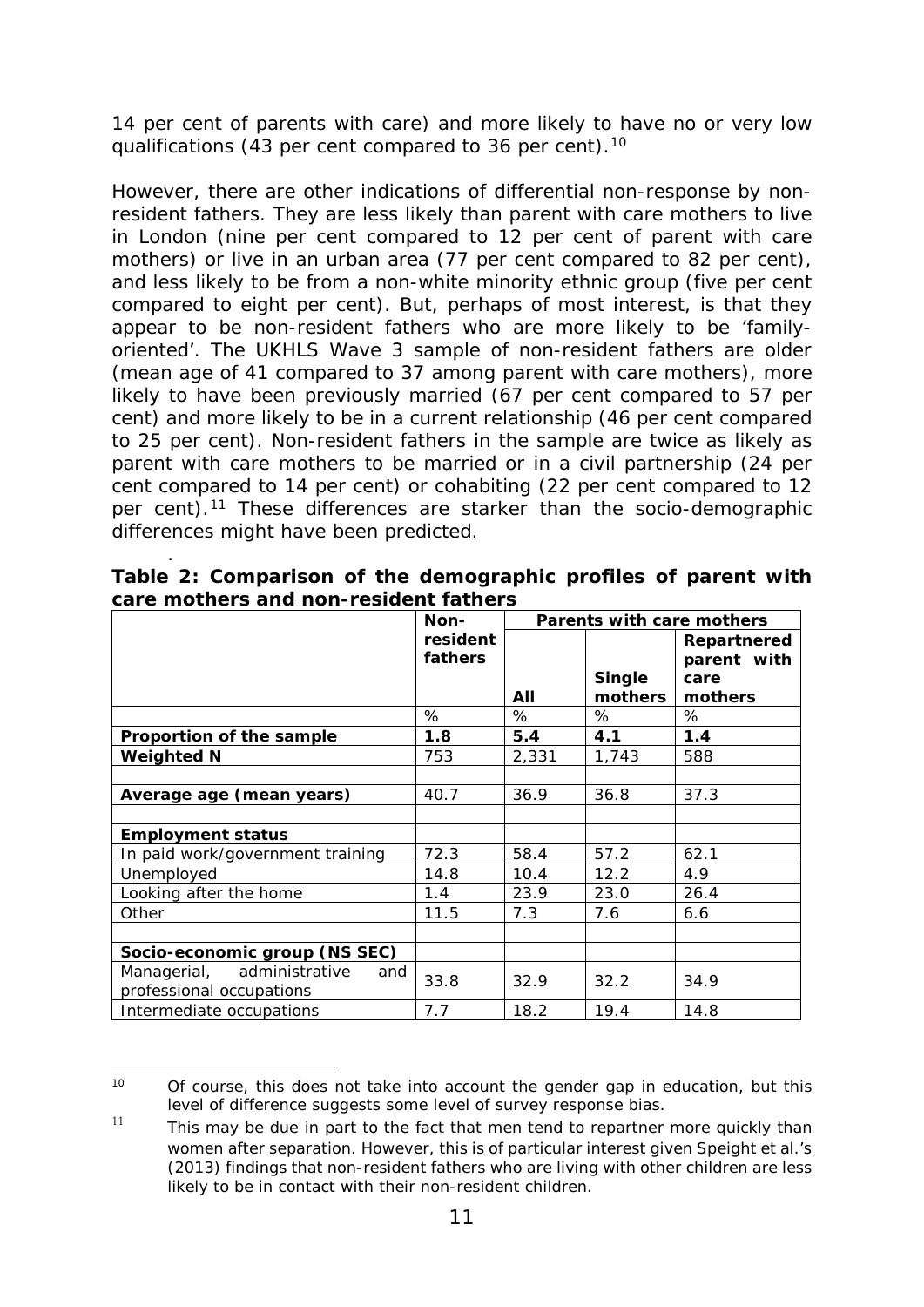14 per cent of parents with care) and more likely to have no or very low qualifications (43 per cent compared to 36 per cent).[10]

However, there are other indications of differential non-response by non-resident fathers. They are less likely than parent with care mothers to live in London (nine per cent compared to 12 per cent of parent with care mothers) or live in an urban area (77 per cent compared to 82 per cent), and less likely to be from a non-white minority ethnic group (five per cent compared to eight per cent). But, perhaps of most interest, is that they appear to be non-resident fathers who are more likely to be 'family-oriented'. The UKHLS Wave 3 sample of non-resident fathers are older (mean age of 41 compared to 37 among parent with care mothers), more likely to have been previously married (67 per cent compared to 57 per cent) and more likely to be in a current relationship (46 per cent compared to 25 per cent). Non-resident fathers in the sample are twice as likely as parent with care mothers to be married or in a civil partnership (24 per cent compared to 14 per cent) or cohabiting (22 per cent compared to 12 per cent).[11] These differences are starker than the socio-demographic differences might have been predicted.

**Table 2: Comparison of the demographic profiles of parent with care mothers and non-resident fathers**

| | Non-resident fathers | Parents with care mothers | | |
|---|---|---|---|---|
| | | All | Single mothers | Repartnered parent with care mothers |
| | % | % | % | % |
| **Proportion of the sample** | **1.8** | **5.4** | **4.1** | **1.4** |
| **Weighted N** | 753 | 2,331 | 1,743 | 588 |
| | | | | |
| **Average age (mean years)** | 40.7 | 36.9 | 36.8 | 37.3 |
| | | | | |
| **Employment status** | | | | |
| In paid work/government training | 72.3 | 58.4 | 57.2 | 62.1 |
| Unemployed | 14.8 | 10.4 | 12.2 | 4.9 |
| Looking after the home | 1.4 | 23.9 | 23.0 | 26.4 |
| Other | 11.5 | 7.3 | 7.6 | 6.6 |
| | | | | |
| **Socio-economic group (NS SEC)** | | | | |
| Managerial, administrative and professional occupations | 33.8 | 32.9 | 32.2 | 34.9 |
| Intermediate occupations | 7.7 | 18.2 | 19.4 | 14.8 |

[10] Of course, this does not take into account the gender gap in education, but this level of difference suggests some level of survey response bias.

[11] This may be due in part to the fact that men tend to repartner more quickly than women after separation. However, this is of particular interest given Speight et al.'s (2013) findings that non-resident fathers who are living with other children are less likely to be in contact with their non-resident children.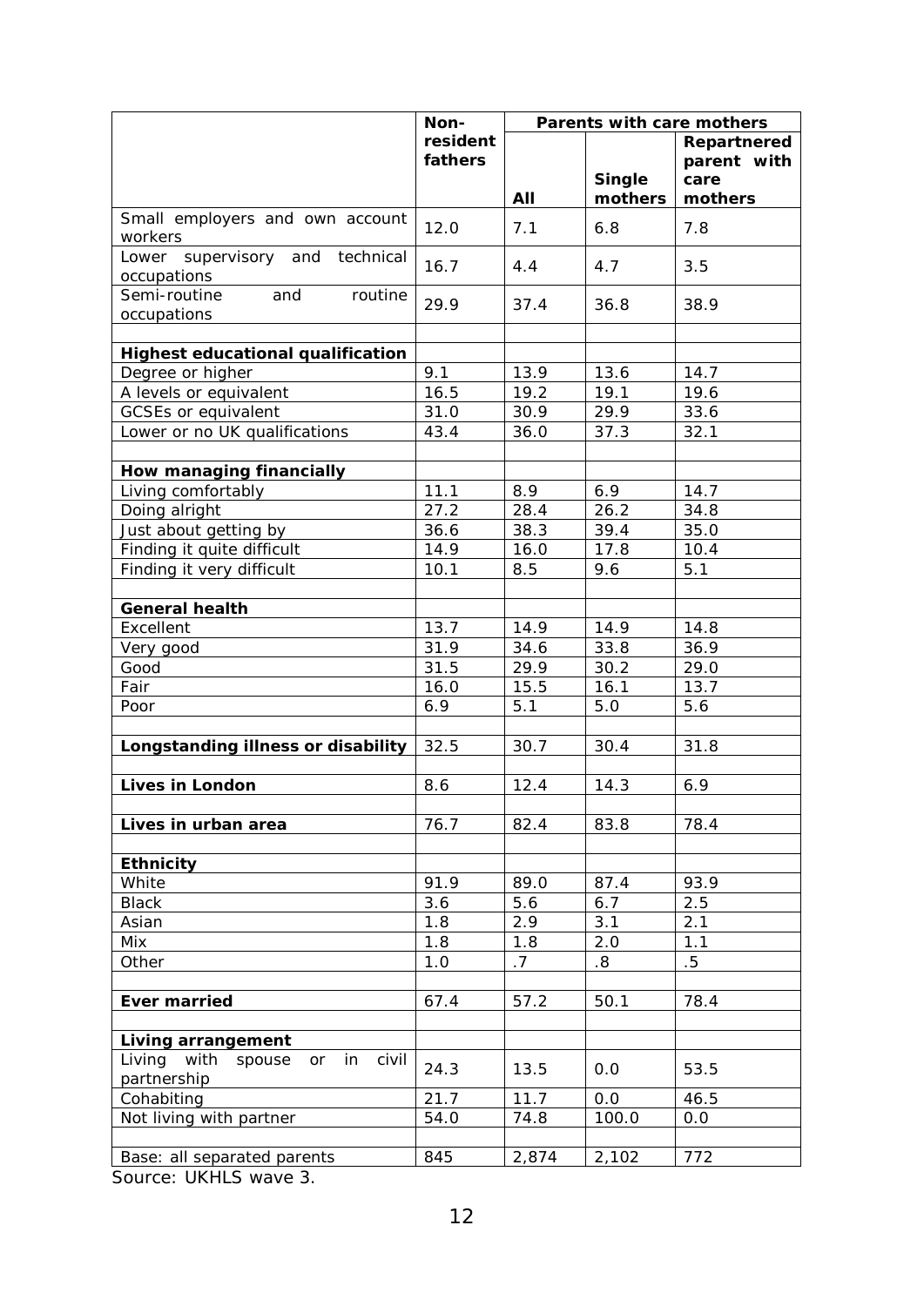| | Non-resident fathers | Parents with care mothers | | |
|---|---|---|---|---|
| | | All | Single mothers | Repartnered parent with care mothers |
| Small employers and own account workers | 12.0 | 7.1 | 6.8 | 7.8 |
| Lower supervisory and technical occupations | 16.7 | 4.4 | 4.7 | 3.5 |
| Semi-routine and routine occupations | 29.9 | 37.4 | 36.8 | 38.9 |
| | | | | |
| **Highest educational qualification** | | | | |
| Degree or higher | 9.1 | 13.9 | 13.6 | 14.7 |
| A levels or equivalent | 16.5 | 19.2 | 19.1 | 19.6 |
| GCSEs or equivalent | 31.0 | 30.9 | 29.9 | 33.6 |
| Lower or no UK qualifications | 43.4 | 36.0 | 37.3 | 32.1 |
| | | | | |
| **How managing financially** | | | | |
| Living comfortably | 11.1 | 8.9 | 6.9 | 14.7 |
| Doing alright | 27.2 | 28.4 | 26.2 | 34.8 |
| Just about getting by | 36.6 | 38.3 | 39.4 | 35.0 |
| Finding it quite difficult | 14.9 | 16.0 | 17.8 | 10.4 |
| Finding it very difficult | 10.1 | 8.5 | 9.6 | 5.1 |
| | | | | |
| **General health** | | | | |
| Excellent | 13.7 | 14.9 | 14.9 | 14.8 |
| Very good | 31.9 | 34.6 | 33.8 | 36.9 |
| Good | 31.5 | 29.9 | 30.2 | 29.0 |
| Fair | 16.0 | 15.5 | 16.1 | 13.7 |
| Poor | 6.9 | 5.1 | 5.0 | 5.6 |
| | | | | |
| **Longstanding illness or disability** | 32.5 | 30.7 | 30.4 | 31.8 |
| | | | | |
| **Lives in London** | 8.6 | 12.4 | 14.3 | 6.9 |
| | | | | |
| **Lives in urban area** | 76.7 | 82.4 | 83.8 | 78.4 |
| | | | | |
| **Ethnicity** | | | | |
| White | 91.9 | 89.0 | 87.4 | 93.9 |
| Black | 3.6 | 5.6 | 6.7 | 2.5 |
| Asian | 1.8 | 2.9 | 3.1 | 2.1 |
| Mix | 1.8 | 1.8 | 2.0 | 1.1 |
| Other | 1.0 | .7 | .8 | .5 |
| | | | | |
| **Ever married** | 67.4 | 57.2 | 50.1 | 78.4 |
| | | | | |
| **Living arrangement** | | | | |
| Living with spouse or in civil partnership | 24.3 | 13.5 | 0.0 | 53.5 |
| Cohabiting | 21.7 | 11.7 | 0.0 | 46.5 |
| Not living with partner | 54.0 | 74.8 | 100.0 | 0.0 |
| | | | | |
| Base: all separated parents | 845 | 2,874 | 2,102 | 772 |

Source: UKHLS wave 3.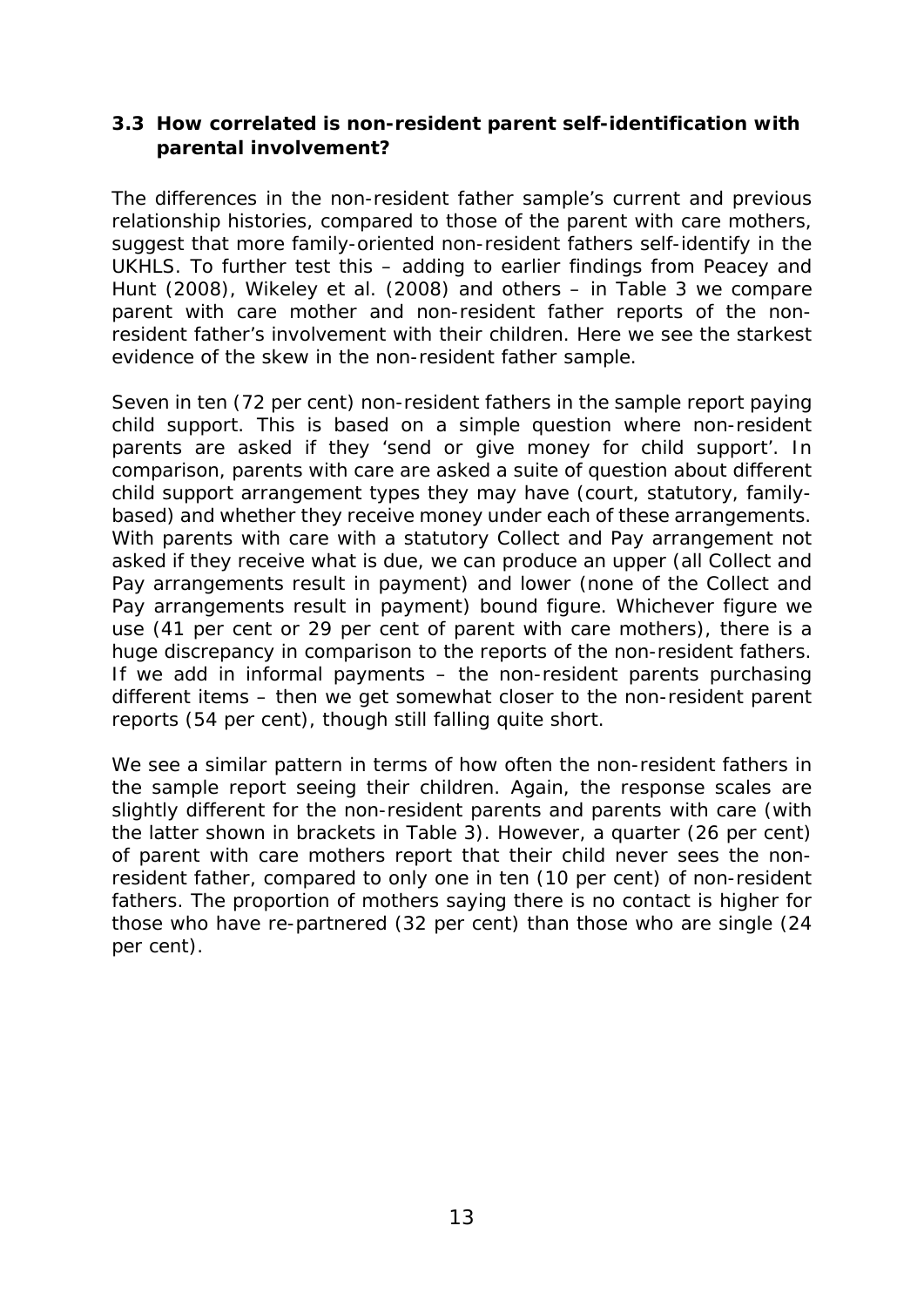### 3.3 How correlated is non-resident parent self-identification with parental involvement?

The differences in the non-resident father sample's current and previous relationship histories, compared to those of the parent with care mothers, suggest that more family-oriented non-resident fathers self-identify in the UKHLS. To further test this – adding to earlier findings from Peacey and Hunt (2008), Wikeley et al. (2008) and others – in Table 3 we compare parent with care mother and non-resident father reports of the non-resident father's involvement with their children. Here we see the starkest evidence of the skew in the non-resident father sample.

Seven in ten (72 per cent) non-resident fathers in the sample report paying child support. This is based on a simple question where non-resident parents are asked if they 'send or give money for child support'. In comparison, parents with care are asked a suite of question about different child support arrangement types they may have (court, statutory, family-based) and whether they receive money under each of these arrangements. With parents with care with a statutory Collect and Pay arrangement not asked if they receive what is due, we can produce an upper (all Collect and Pay arrangements result in payment) and lower (none of the Collect and Pay arrangements result in payment) bound figure. Whichever figure we use (41 per cent or 29 per cent of parent with care mothers), there is a huge discrepancy in comparison to the reports of the non-resident fathers. If we add in informal payments – the non-resident parents purchasing different items – then we get somewhat closer to the non-resident parent reports (54 per cent), though still falling quite short.

We see a similar pattern in terms of how often the non-resident fathers in the sample report seeing their children. Again, the response scales are slightly different for the non-resident parents and parents with care (with the latter shown in brackets in Table 3). However, a quarter (26 per cent) of parent with care mothers report that their child never sees the non-resident father, compared to only one in ten (10 per cent) of non-resident fathers. The proportion of mothers saying there is no contact is higher for those who have re-partnered (32 per cent) than those who are single (24 per cent).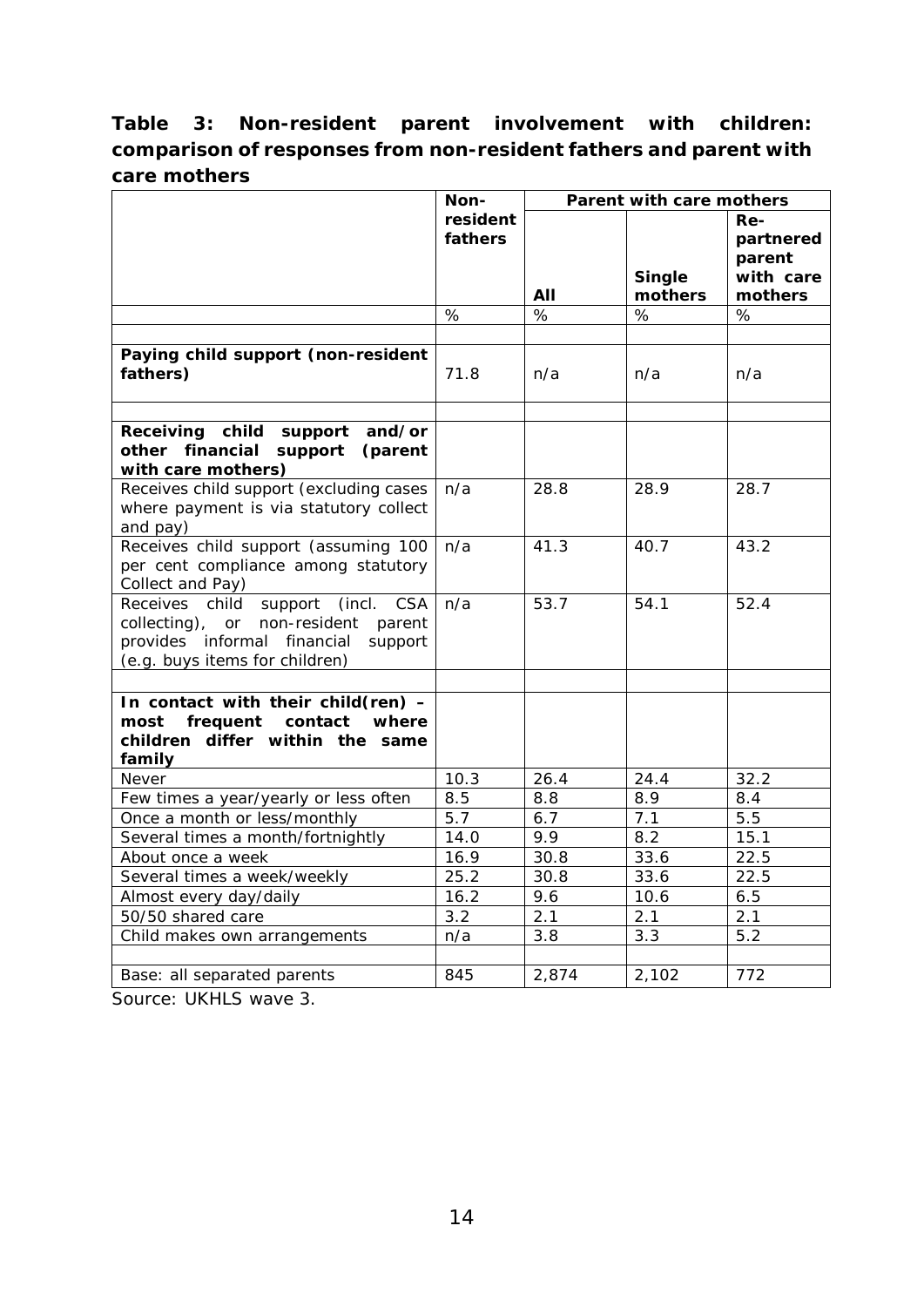**Table 3: Non-resident parent involvement with children: comparison of responses from non-resident fathers and parent with care mothers**

| | Non-resident fathers | Parent with care mothers | | |
|---|---|---|---|---|
| | | All | Single mothers | Re-partnered parent with care mothers |
| | % | % | % | % |
| | | | | |
| **Paying child support (non-resident fathers)** | 71.8 | n/a | n/a | n/a |
| | | | | |
| **Receiving child support and/or other financial support (parent with care mothers)** | | | | |
| Receives child support (excluding cases where payment is via statutory collect and pay) | n/a | 28.8 | 28.9 | 28.7 |
| Receives child support (assuming 100 per cent compliance among statutory Collect and Pay) | n/a | 41.3 | 40.7 | 43.2 |
| Receives child support (incl. CSA collecting), or non-resident parent provides informal financial support (e.g. buys items for children) | n/a | 53.7 | 54.1 | 52.4 |
| | | | | |
| **In contact with their child(ren) – most frequent contact where children differ within the same family** | | | | |
| Never | 10.3 | 26.4 | 24.4 | 32.2 |
| Few times a year/yearly or less often | 8.5 | 8.8 | 8.9 | 8.4 |
| Once a month or less/monthly | 5.7 | 6.7 | 7.1 | 5.5 |
| Several times a month/fortnightly | 14.0 | 9.9 | 8.2 | 15.1 |
| About once a week | 16.9 | 30.8 | 33.6 | 22.5 |
| Several times a week/weekly | 25.2 | 30.8 | 33.6 | 22.5 |
| Almost every day/daily | 16.2 | 9.6 | 10.6 | 6.5 |
| 50/50 shared care | 3.2 | 2.1 | 2.1 | 2.1 |
| Child makes own arrangements | n/a | 3.8 | 3.3 | 5.2 |
| | | | | |
| Base: all separated parents | 845 | 2,874 | 2,102 | 772 |

Source: UKHLS wave 3.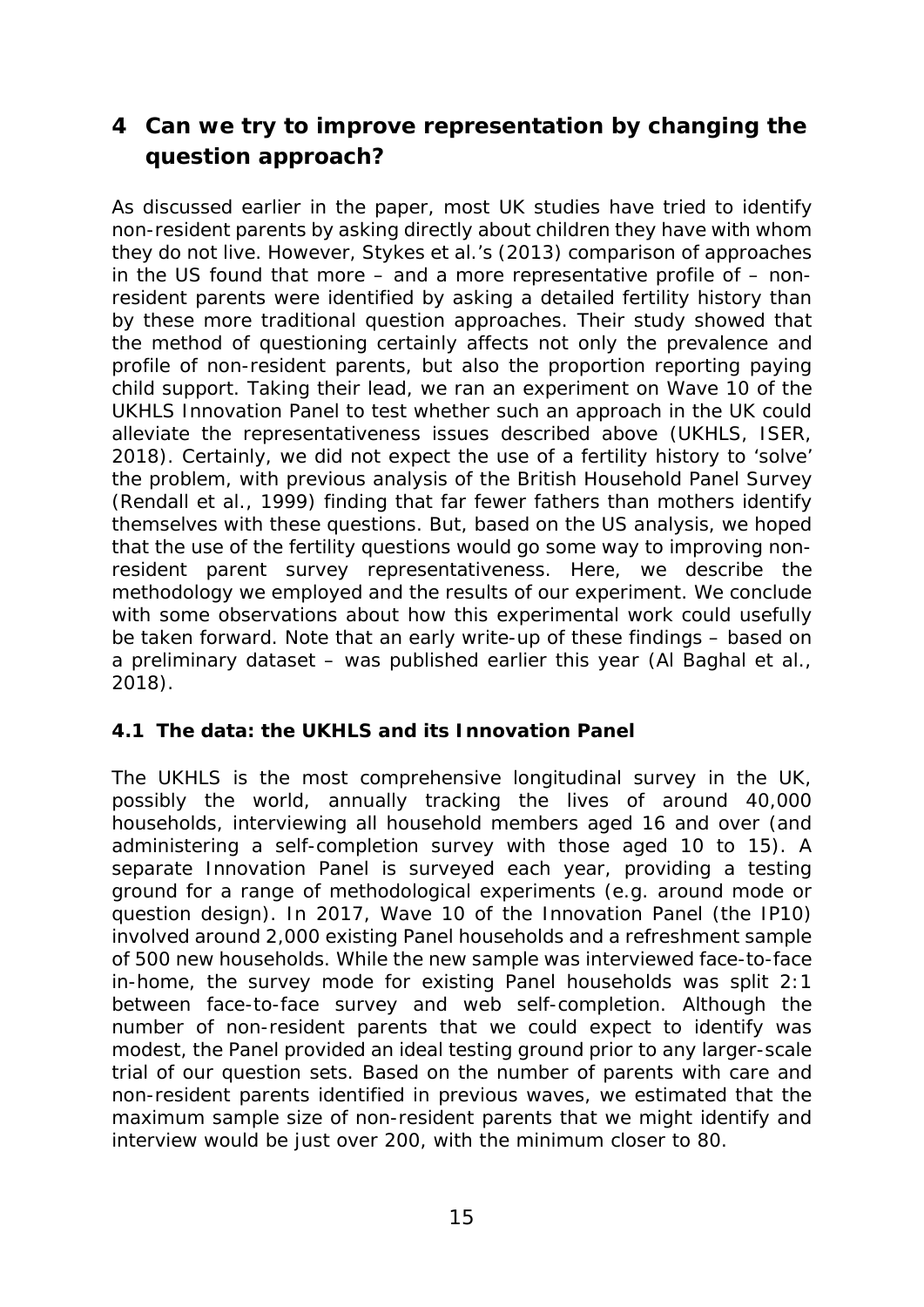# 4 Can we try to improve representation by changing the question approach?

As discussed earlier in the paper, most UK studies have tried to identify non-resident parents by asking directly about children they have with whom they do not live. However, Stykes et al.'s (2013) comparison of approaches in the US found that more – and a more representative profile of – non-resident parents were identified by asking a detailed fertility history than by these more traditional question approaches. Their study showed that the method of questioning certainly affects not only the prevalence and profile of non-resident parents, but also the proportion reporting paying child support. Taking their lead, we ran an experiment on Wave 10 of the UKHLS Innovation Panel to test whether such an approach in the UK could alleviate the representativeness issues described above (UKHLS, ISER, 2018). Certainly, we did not expect the use of a fertility history to 'solve' the problem, with previous analysis of the British Household Panel Survey (Rendall et al., 1999) finding that far fewer fathers than mothers identify themselves with these questions. But, based on the US analysis, we hoped that the use of the fertility questions would go some way to improving non-resident parent survey representativeness. Here, we describe the methodology we employed and the results of our experiment. We conclude with some observations about how this experimental work could usefully be taken forward. Note that an early write-up of these findings – based on a preliminary dataset – was published earlier this year (Al Baghal et al., 2018).

## 4.1 The data: the UKHLS and its Innovation Panel

The UKHLS is the most comprehensive longitudinal survey in the UK, possibly the world, annually tracking the lives of around 40,000 households, interviewing all household members aged 16 and over (and administering a self-completion survey with those aged 10 to 15). A separate Innovation Panel is surveyed each year, providing a testing ground for a range of methodological experiments (e.g. around mode or question design). In 2017, Wave 10 of the Innovation Panel (the IP10) involved around 2,000 existing Panel households and a refreshment sample of 500 new households. While the new sample was interviewed face-to-face in-home, the survey mode for existing Panel households was split 2:1 between face-to-face survey and web self-completion. Although the number of non-resident parents that we could expect to identify was modest, the Panel provided an ideal testing ground prior to any larger-scale trial of our question sets. Based on the number of parents with care and non-resident parents identified in previous waves, we estimated that the maximum sample size of non-resident parents that we might identify and interview would be just over 200, with the minimum closer to 80.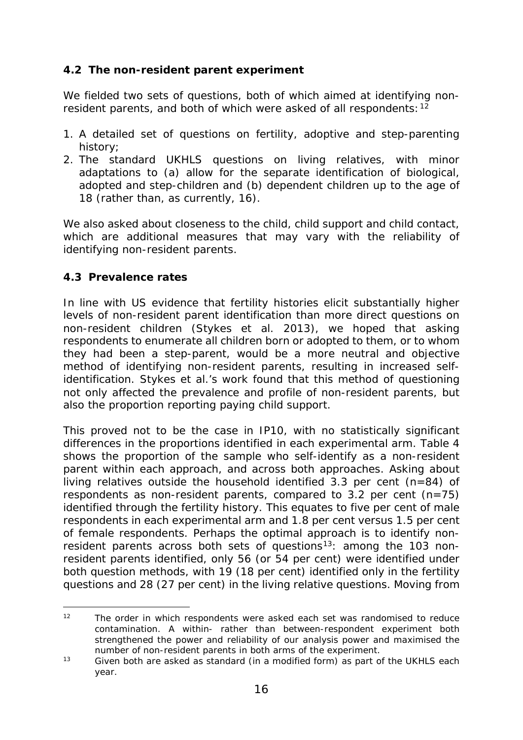### 4.2 The non-resident parent experiment

We fielded two sets of questions, both of which aimed at identifying non-resident parents, and both of which were asked of all respondents:[12]

1. A detailed set of questions on fertility, adoptive and step-parenting history;
2. The standard UKHLS questions on living relatives, with minor adaptations to (a) allow for the separate identification of biological, adopted and step-children and (b) dependent children up to the age of 18 (rather than, as currently, 16).

We also asked about closeness to the child, child support and child contact, which are additional measures that may vary with the reliability of identifying non-resident parents.

### 4.3 Prevalence rates

In line with US evidence that fertility histories elicit substantially higher levels of non-resident parent identification than more direct questions on non-resident children (Stykes et al. 2013), we hoped that asking respondents to enumerate all children born or adopted to them, or to whom they had been a step-parent, would be a more neutral and objective method of identifying non-resident parents, resulting in increased self-identification. Stykes et al.'s work found that this method of questioning not only affected the prevalence and profile of non-resident parents, but also the proportion reporting paying child support.

This proved not to be the case in IP10, with no statistically significant differences in the proportions identified in each experimental arm. Table 4 shows the proportion of the sample who self-identify as a non-resident parent within each approach, and across both approaches. Asking about living relatives outside the household identified 3.3 per cent (n=84) of respondents as non-resident parents, compared to 3.2 per cent (n=75) identified through the fertility history. This equates to five per cent of male respondents in each experimental arm and 1.8 per cent versus 1.5 per cent of female respondents. Perhaps the optimal approach is to identify non-resident parents across both sets of questions[13]: among the 103 non-resident parents identified, only 56 (or 54 per cent) were identified under both question methods, with 19 (18 per cent) identified only in the fertility questions and 28 (27 per cent) in the living relative questions. Moving from

---

[12] The order in which respondents were asked each set was randomised to reduce contamination. A within- rather than between-respondent experiment both strengthened the power and reliability of our analysis power and maximised the number of non-resident parents in both arms of the experiment.

[13] Given both are asked as standard (in a modified form) as part of the UKHLS each year.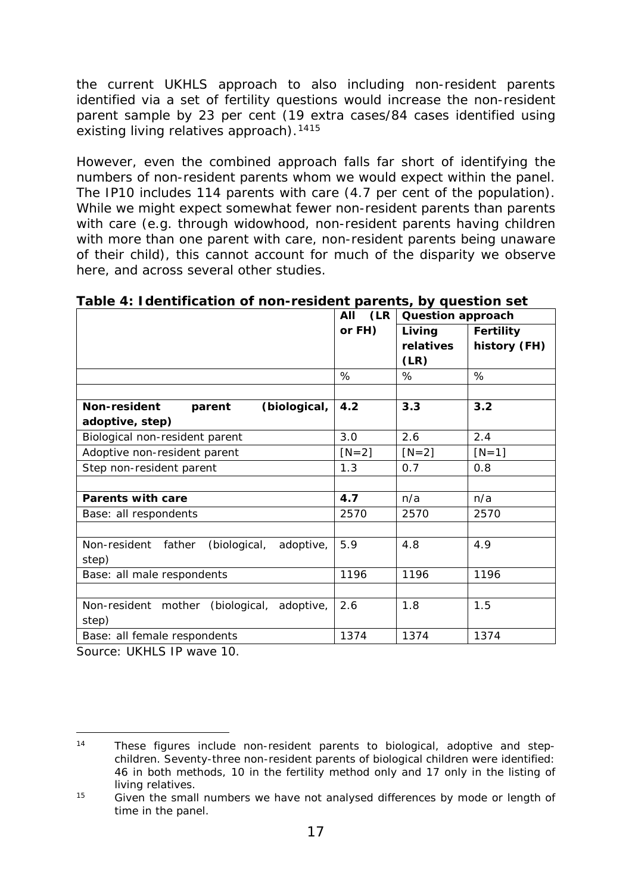the current UKHLS approach to also including non-resident parents identified via a set of fertility questions would increase the non-resident parent sample by 23 per cent (19 extra cases/84 cases identified using existing living relatives approach).[14][15]

However, even the combined approach falls far short of identifying the numbers of non-resident parents whom we would expect within the panel. The IP10 includes 114 parents with care (4.7 per cent of the population). While we might expect somewhat fewer non-resident parents than parents with care (e.g. through widowhood, non-resident parents having children with more than one parent with care, non-resident parents being unaware of their child), this cannot account for much of the disparity we observe here, and across several other studies.

**Table 4: Identification of non-resident parents, by question set**

| | All (LR or FH) | Question approach | |
|---|---|---|---|
| | | Living relatives (LR) | Fertility history (FH) |
| | % | % | % |
| | | | |
| **Non-resident parent (biological, adoptive, step)** | **4.2** | **3.3** | **3.2** |
| Biological non-resident parent | 3.0 | 2.6 | 2.4 |
| Adoptive non-resident parent | [N=2] | [N=2] | [N=1] |
| Step non-resident parent | 1.3 | 0.7 | 0.8 |
| | | | |
| **Parents with care** | **4.7** | n/a | n/a |
| Base: all respondents | 2570 | 2570 | 2570 |
| | | | |
| Non-resident father (biological, adoptive, step) | 5.9 | 4.8 | 4.9 |
| Base: all male respondents | 1196 | 1196 | 1196 |
| | | | |
| Non-resident mother (biological, adoptive, step) | 2.6 | 1.8 | 1.5 |
| Base: all female respondents | 1374 | 1374 | 1374 |

Source: UKHLS IP wave 10.

[14] These figures include non-resident parents to biological, adoptive and step-children. Seventy-three non-resident parents of biological children were identified: 46 in both methods, 10 in the fertility method only and 17 only in the listing of living relatives.

[15] Given the small numbers we have not analysed differences by mode or length of time in the panel.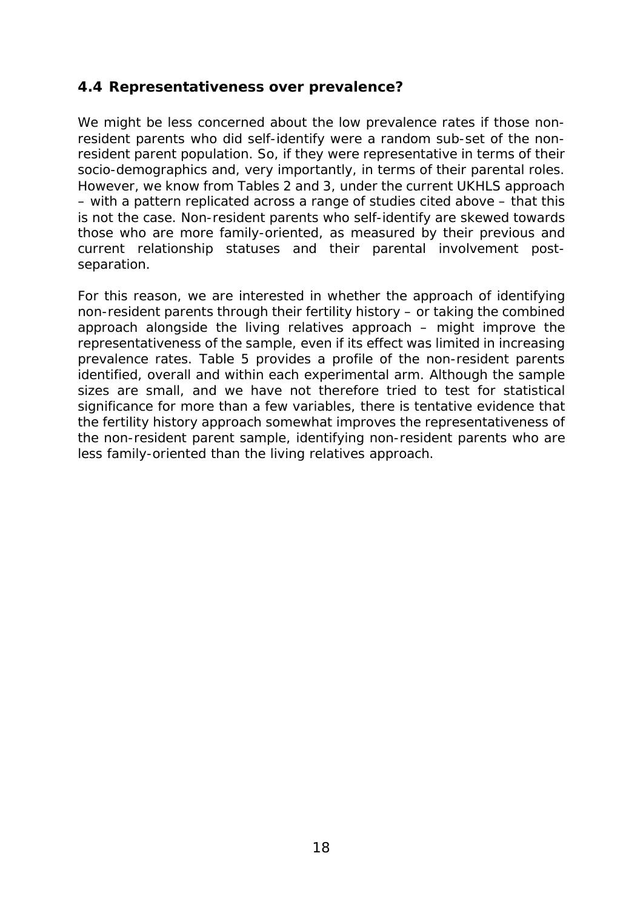### 4.4 Representativeness over prevalence?

We might be less concerned about the low prevalence rates if those non-resident parents who did self-identify were a random sub-set of the non-resident parent population. So, if they were representative in terms of their socio-demographics and, very importantly, in terms of their parental roles. However, we know from Tables 2 and 3, under the current UKHLS approach – with a pattern replicated across a range of studies cited above – that this is not the case. Non-resident parents who self-identify are skewed towards those who are more family-oriented, as measured by their previous and current relationship statuses and their parental involvement post-separation.

For this reason, we are interested in whether the approach of identifying non-resident parents through their fertility history – or taking the combined approach alongside the living relatives approach – might improve the representativeness of the sample, even if its effect was limited in increasing prevalence rates. Table 5 provides a profile of the non-resident parents identified, overall and within each experimental arm. Although the sample sizes are small, and we have not therefore tried to test for statistical significance for more than a few variables, there is tentative evidence that the fertility history approach somewhat improves the representativeness of the non-resident parent sample, identifying non-resident parents who are less family-oriented than the living relatives approach.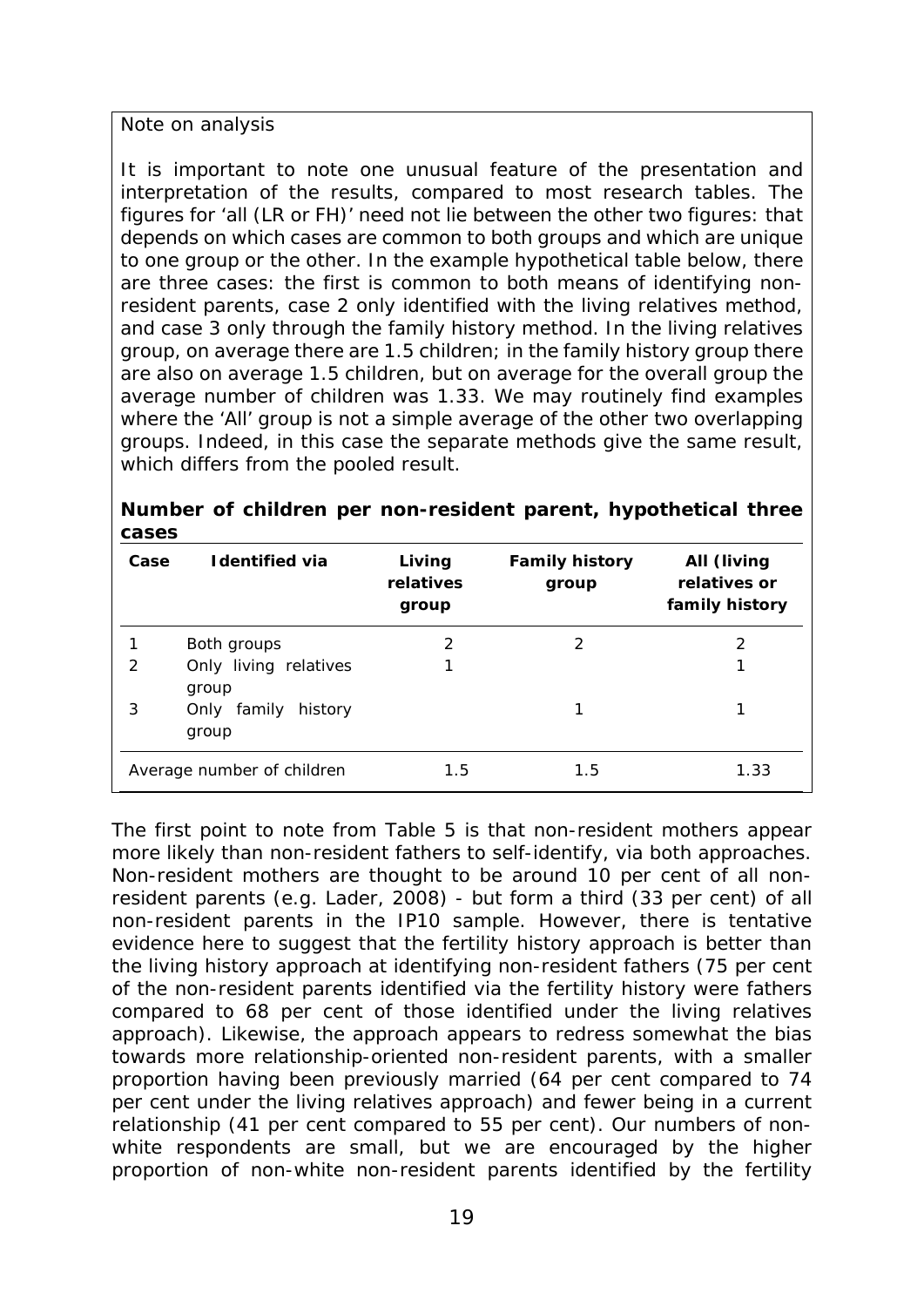Note on analysis

It is important to note one unusual feature of the presentation and interpretation of the results, compared to most research tables. The figures for 'all (LR or FH)' need not lie between the other two figures: that depends on which cases are common to both groups and which are unique to one group or the other. In the example hypothetical table below, there are three cases: the first is common to both means of identifying non-resident parents, case 2 only identified with the living relatives method, and case 3 only through the family history method. In the living relatives group, on average there are 1.5 children; in the family history group there are also on average 1.5 children, but on average for the overall group the average number of children was 1.33. We may routinely find examples where the 'All' group is not a simple average of the other two overlapping groups. Indeed, in this case the separate methods give the same result, which differs from the pooled result.

**Number of children per non-resident parent, hypothetical three cases**

| Case | Identified via | Living relatives group | Family history group | All (living relatives or family history |
|---|---|---|---|---|
| 1 | Both groups | 2 | 2 | 2 |
| 2 | Only living relatives group | 1 | | 1 |
| 3 | Only family history group | | 1 | 1 |
| Average number of children | | 1.5 | 1.5 | 1.33 |

The first point to note from Table 5 is that non-resident mothers appear more likely than non-resident fathers to self-identify, via both approaches. Non-resident mothers are thought to be around 10 per cent of all non-resident parents (e.g. Lader, 2008) - but form a third (33 per cent) of all non-resident parents in the IP10 sample. However, there is tentative evidence here to suggest that the fertility history approach is better than the living history approach at identifying non-resident fathers (75 per cent of the non-resident parents identified via the fertility history were fathers compared to 68 per cent of those identified under the living relatives approach). Likewise, the approach appears to redress somewhat the bias towards more relationship-oriented non-resident parents, with a smaller proportion having been previously married (64 per cent compared to 74 per cent under the living relatives approach) and fewer being in a current relationship (41 per cent compared to 55 per cent). Our numbers of non-white respondents are small, but we are encouraged by the higher proportion of non-white non-resident parents identified by the fertility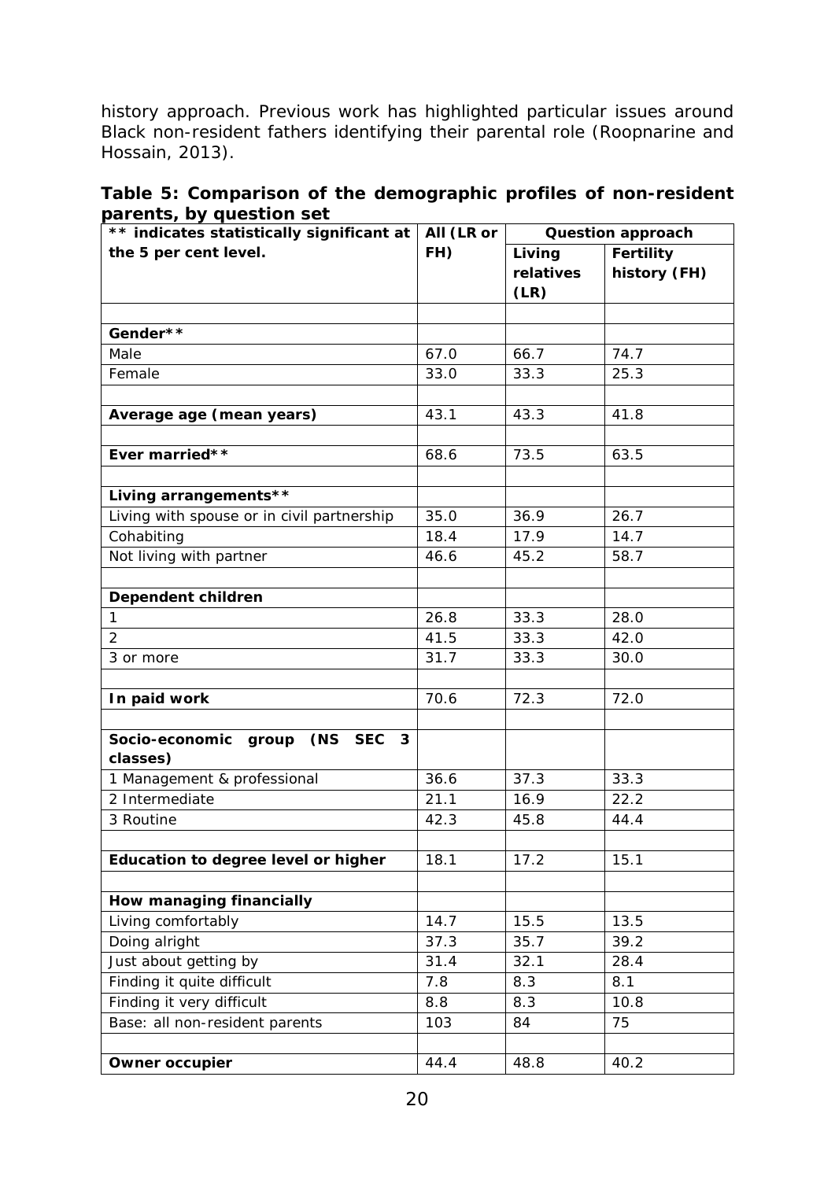history approach. Previous work has highlighted particular issues around Black non-resident fathers identifying their parental role (Roopnarine and Hossain, 2013).

**Table 5: Comparison of the demographic profiles of non-resident parents, by question set**

| ** indicates statistically significant at the 5 per cent level. | All (LR or FH) | Question approach | |
|---|---|---|---|
| | | Living relatives (LR) | Fertility history (FH) |
| | | | |
| **Gender**** | | | |
| Male | 67.0 | 66.7 | 74.7 |
| Female | 33.0 | 33.3 | 25.3 |
| | | | |
| **Average age (mean years)** | 43.1 | 43.3 | 41.8 |
| | | | |
| **Ever married**** | 68.6 | 73.5 | 63.5 |
| | | | |
| **Living arrangements**** | | | |
| Living with spouse or in civil partnership | 35.0 | 36.9 | 26.7 |
| Cohabiting | 18.4 | 17.9 | 14.7 |
| Not living with partner | 46.6 | 45.2 | 58.7 |
| | | | |
| **Dependent children** | | | |
| 1 | 26.8 | 33.3 | 28.0 |
| 2 | 41.5 | 33.3 | 42.0 |
| 3 or more | 31.7 | 33.3 | 30.0 |
| | | | |
| **In paid work** | 70.6 | 72.3 | 72.0 |
| | | | |
| **Socio-economic group (NS SEC 3 classes)** | | | |
| 1 Management & professional | 36.6 | 37.3 | 33.3 |
| 2 Intermediate | 21.1 | 16.9 | 22.2 |
| 3 Routine | 42.3 | 45.8 | 44.4 |
| | | | |
| **Education to degree level or higher** | 18.1 | 17.2 | 15.1 |
| | | | |
| **How managing financially** | | | |
| Living comfortably | 14.7 | 15.5 | 13.5 |
| Doing alright | 37.3 | 35.7 | 39.2 |
| Just about getting by | 31.4 | 32.1 | 28.4 |
| Finding it quite difficult | 7.8 | 8.3 | 8.1 |
| Finding it very difficult | 8.8 | 8.3 | 10.8 |
| Base: all non-resident parents | 103 | 84 | 75 |
| | | | |
| **Owner occupier** | 44.4 | 48.8 | 40.2 |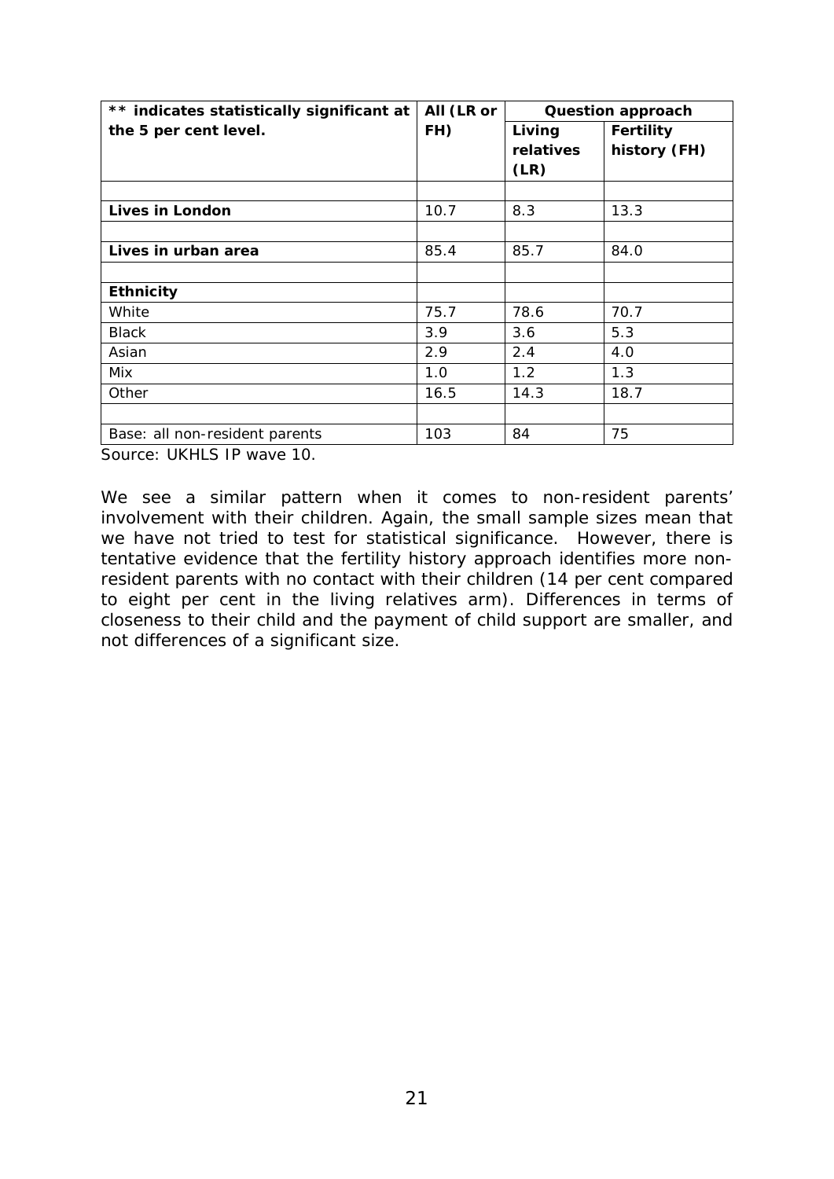| ** indicates statistically significant at the 5 per cent level. | All (LR or FH) | Question approach | |
|---|---|---|---|
| | | Living relatives (LR) | Fertility history (FH) |
| | | | |
| **Lives in London** | 10.7 | 8.3 | 13.3 |
| | | | |
| **Lives in urban area** | 85.4 | 85.7 | 84.0 |
| | | | |
| **Ethnicity** | | | |
| White | 75.7 | 78.6 | 70.7 |
| Black | 3.9 | 3.6 | 5.3 |
| Asian | 2.9 | 2.4 | 4.0 |
| Mix | 1.0 | 1.2 | 1.3 |
| Other | 16.5 | 14.3 | 18.7 |
| | | | |
| Base: all non-resident parents | 103 | 84 | 75 |

Source: UKHLS IP wave 10.

We see a similar pattern when it comes to non-resident parents' involvement with their children. Again, the small sample sizes mean that we have not tried to test for statistical significance. However, there is tentative evidence that the fertility history approach identifies more non-resident parents with no contact with their children (14 per cent compared to eight per cent in the living relatives arm). Differences in terms of closeness to their child and the payment of child support are smaller, and not differences of a significant size.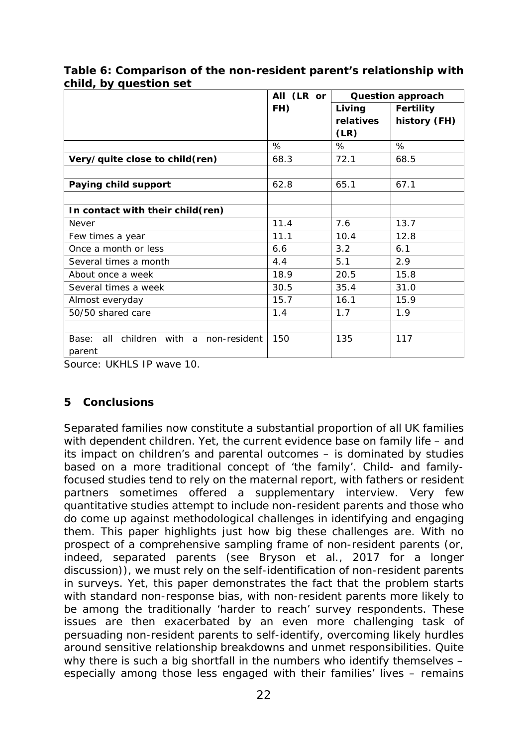**Table 6: Comparison of the non-resident parent's relationship with child, by question set**

| | All (LR or FH) | Question approach | |
|---|---|---|---|
| | | Living relatives (LR) | Fertility history (FH) |
| | % | % | % |
| **Very/quite close to child(ren)** | 68.3 | 72.1 | 68.5 |
| | | | |
| **Paying child support** | 62.8 | 65.1 | 67.1 |
| | | | |
| **In contact with their child(ren)** | | | |
| Never | 11.4 | 7.6 | 13.7 |
| Few times a year | 11.1 | 10.4 | 12.8 |
| Once a month or less | 6.6 | 3.2 | 6.1 |
| Several times a month | 4.4 | 5.1 | 2.9 |
| About once a week | 18.9 | 20.5 | 15.8 |
| Several times a week | 30.5 | 35.4 | 31.0 |
| Almost everyday | 15.7 | 16.1 | 15.9 |
| 50/50 shared care | 1.4 | 1.7 | 1.9 |
| | | | |
| Base: all children with a non-resident parent | 150 | 135 | 117 |

Source: UKHLS IP wave 10.

## 5 Conclusions

Separated families now constitute a substantial proportion of all UK families with dependent children. Yet, the current evidence base on family life – and its impact on children's and parental outcomes – is dominated by studies based on a more traditional concept of 'the family'. Child- and family-focused studies tend to rely on the maternal report, with fathers or resident partners sometimes offered a supplementary interview. Very few quantitative studies attempt to include non-resident parents and those who do come up against methodological challenges in identifying and engaging them. This paper highlights just how big these challenges are. With no prospect of a comprehensive sampling frame of non-resident parents (or, indeed, separated parents (see Bryson et al., 2017 for a longer discussion)), we must rely on the self-identification of non-resident parents in surveys. Yet, this paper demonstrates the fact that the problem starts with standard non-response bias, with non-resident parents more likely to be among the traditionally 'harder to reach' survey respondents. These issues are then exacerbated by an even more challenging task of persuading non-resident parents to self-identify, overcoming likely hurdles around sensitive relationship breakdowns and unmet responsibilities. Quite why there is such a big shortfall in the numbers who identify themselves – especially among those less engaged with their families' lives – remains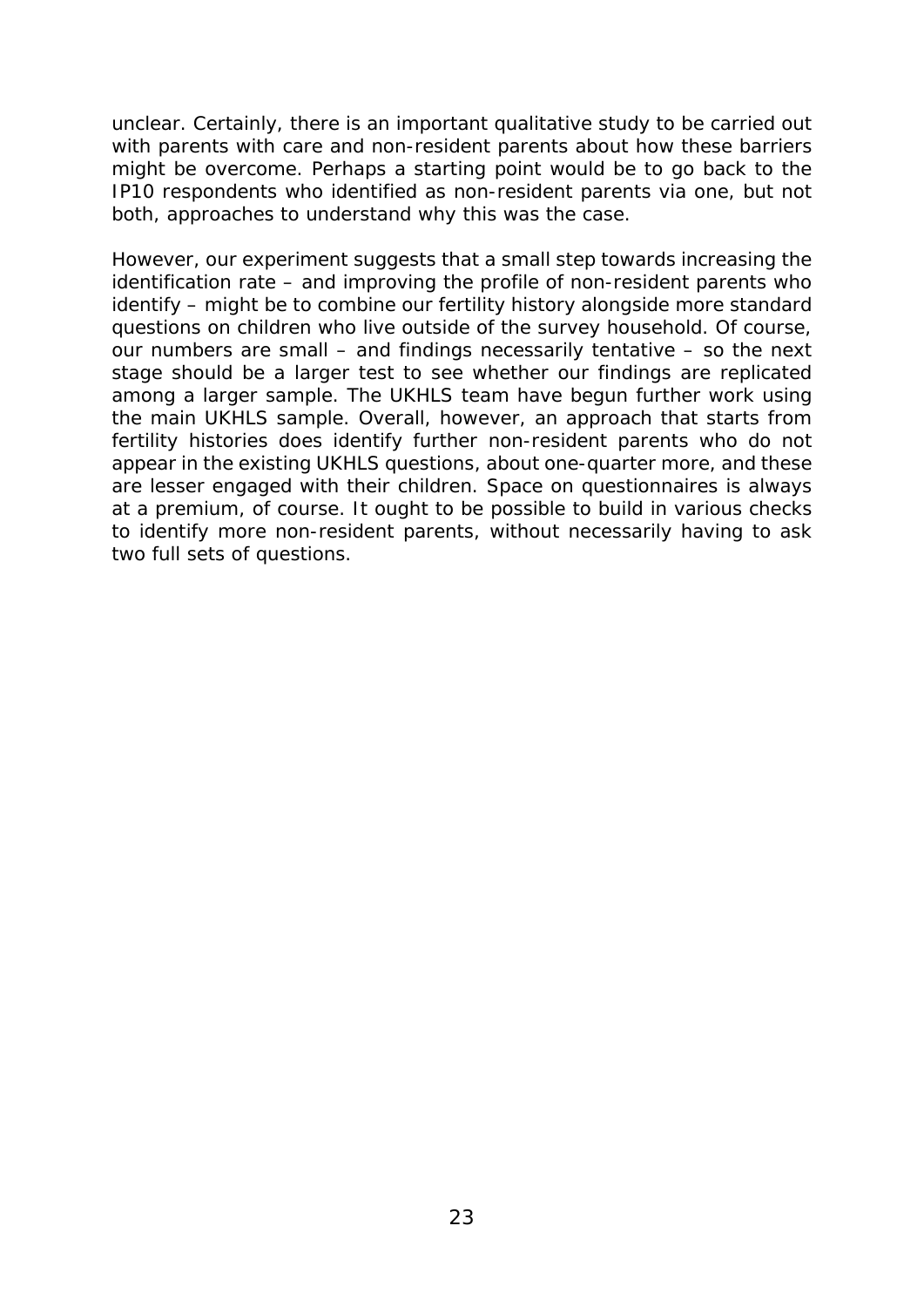unclear. Certainly, there is an important qualitative study to be carried out with parents with care and non-resident parents about how these barriers might be overcome. Perhaps a starting point would be to go back to the IP10 respondents who identified as non-resident parents via one, but not both, approaches to understand why this was the case.

However, our experiment suggests that a small step towards increasing the identification rate – and improving the profile of non-resident parents who identify – might be to combine our fertility history alongside more standard questions on children who live outside of the survey household. Of course, our numbers are small – and findings necessarily tentative – so the next stage should be a larger test to see whether our findings are replicated among a larger sample. The UKHLS team have begun further work using the main UKHLS sample. Overall, however, an approach that starts from fertility histories does identify further non-resident parents who do not appear in the existing UKHLS questions, about one-quarter more, and these are lesser engaged with their children. Space on questionnaires is always at a premium, of course. It ought to be possible to build in various checks to identify more non-resident parents, without necessarily having to ask two full sets of questions.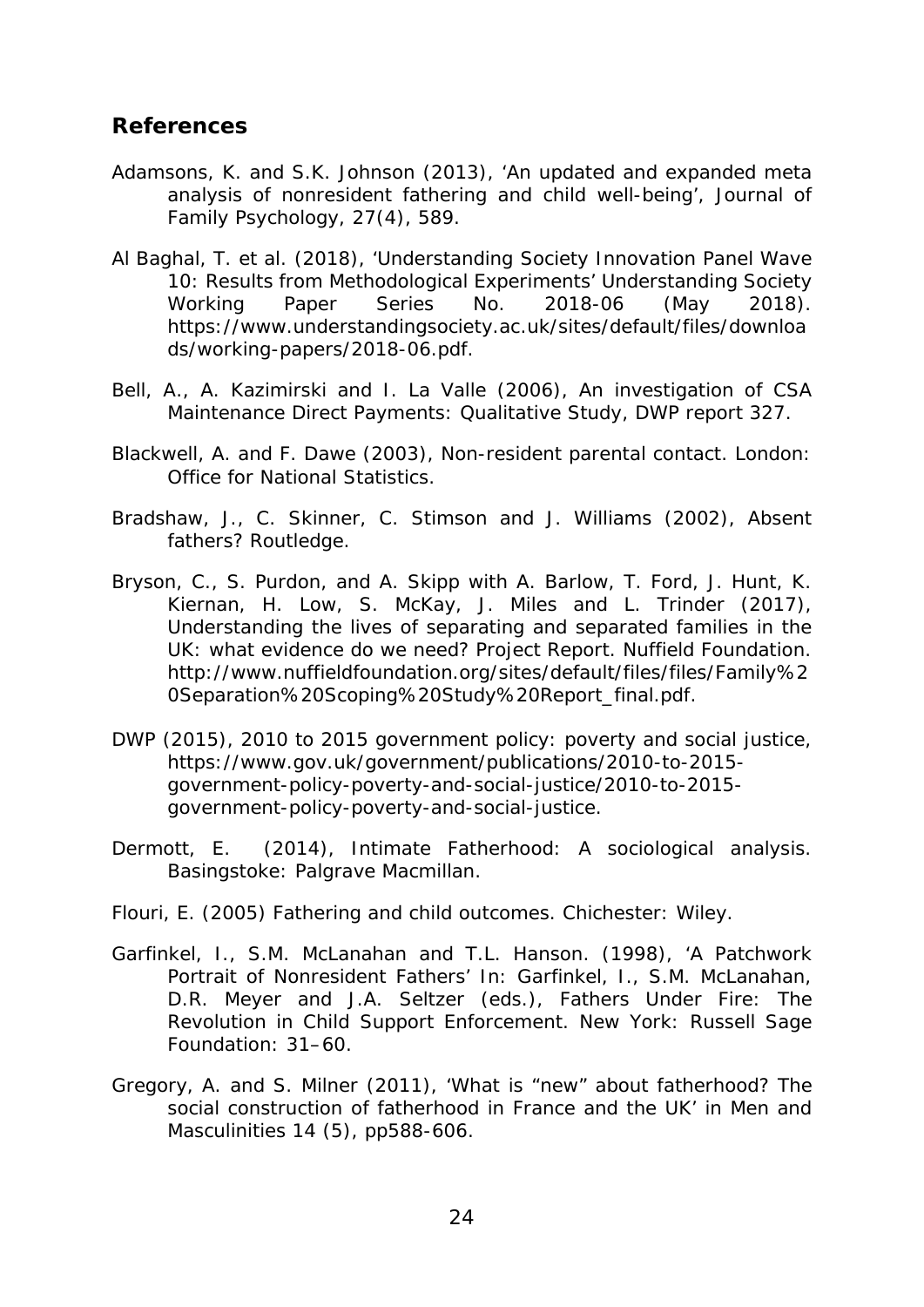## References

Adamsons, K. and S.K. Johnson (2013), 'An updated and expanded meta analysis of nonresident fathering and child well-being', Journal of Family Psychology, 27(4), 589.

Al Baghal, T. et al. (2018), 'Understanding Society Innovation Panel Wave 10: Results from Methodological Experiments' Understanding Society Working Paper Series No. 2018-06 (May 2018). https://www.understandingsociety.ac.uk/sites/default/files/downloads/working-papers/2018-06.pdf.

Bell, A., A. Kazimirski and I. La Valle (2006), An investigation of CSA Maintenance Direct Payments: Qualitative Study, DWP report 327.

Blackwell, A. and F. Dawe (2003), Non-resident parental contact. London: Office for National Statistics.

Bradshaw, J., C. Skinner, C. Stimson and J. Williams (2002), Absent fathers? Routledge.

Bryson, C., S. Purdon, and A. Skipp with A. Barlow, T. Ford, J. Hunt, K. Kiernan, H. Low, S. McKay, J. Miles and L. Trinder (2017), Understanding the lives of separating and separated families in the UK: what evidence do we need? Project Report. Nuffield Foundation. http://www.nuffieldfoundation.org/sites/default/files/files/Family%20Separation%20Scoping%20Study%20Report_final.pdf.

DWP (2015), 2010 to 2015 government policy: poverty and social justice, https://www.gov.uk/government/publications/2010-to-2015-government-policy-poverty-and-social-justice/2010-to-2015-government-policy-poverty-and-social-justice.

Dermott, E. (2014), Intimate Fatherhood: A sociological analysis. Basingstoke: Palgrave Macmillan.

Flouri, E. (2005) Fathering and child outcomes. Chichester: Wiley.

Garfinkel, I., S.M. McLanahan and T.L. Hanson. (1998), 'A Patchwork Portrait of Nonresident Fathers' In: Garfinkel, I., S.M. McLanahan, D.R. Meyer and J.A. Seltzer (eds.), Fathers Under Fire: The Revolution in Child Support Enforcement. New York: Russell Sage Foundation: 31–60.

Gregory, A. and S. Milner (2011), 'What is "new" about fatherhood? The social construction of fatherhood in France and the UK' in Men and Masculinities 14 (5), pp588-606.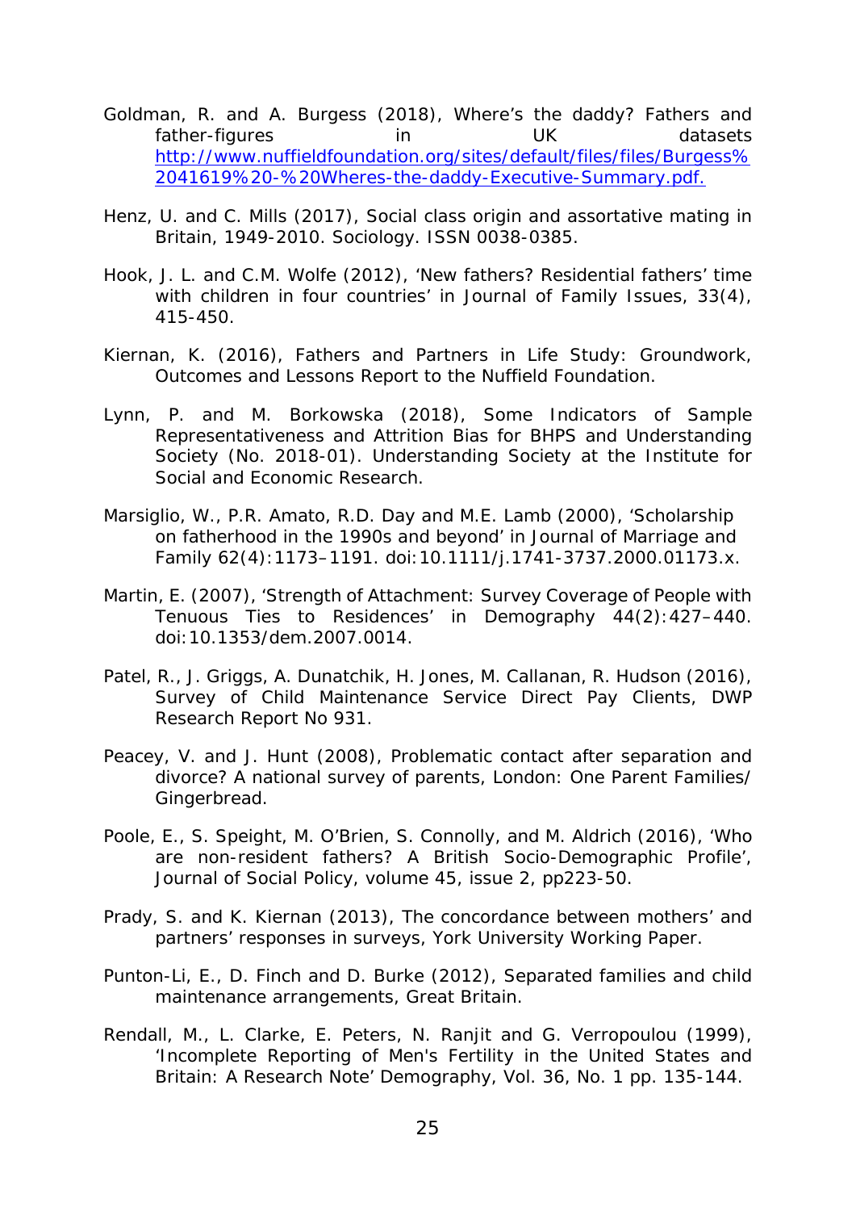Goldman, R. and A. Burgess (2018), Where's the daddy? Fathers and father-figures in UK datasets http://www.nuffieldfoundation.org/sites/default/files/files/Burgess%2041619%20-%20Wheres-the-daddy-Executive-Summary.pdf.

Henz, U. and C. Mills (2017), Social class origin and assortative mating in Britain, 1949-2010. Sociology. ISSN 0038-0385.

Hook, J. L. and C.M. Wolfe (2012), 'New fathers? Residential fathers' time with children in four countries' in Journal of Family Issues, 33(4), 415-450.

Kiernan, K. (2016), Fathers and Partners in Life Study: Groundwork, Outcomes and Lessons Report to the Nuffield Foundation.

Lynn, P. and M. Borkowska (2018), Some Indicators of Sample Representativeness and Attrition Bias for BHPS and Understanding Society (No. 2018-01). Understanding Society at the Institute for Social and Economic Research.

Marsiglio, W., P.R. Amato, R.D. Day and M.E. Lamb (2000), 'Scholarship on fatherhood in the 1990s and beyond' in Journal of Marriage and Family 62(4):1173–1191. doi:10.1111/j.1741-3737.2000.01173.x.

Martin, E. (2007), 'Strength of Attachment: Survey Coverage of People with Tenuous Ties to Residences' in Demography 44(2):427–440. doi:10.1353/dem.2007.0014.

Patel, R., J. Griggs, A. Dunatchik, H. Jones, M. Callanan, R. Hudson (2016), Survey of Child Maintenance Service Direct Pay Clients, DWP Research Report No 931.

Peacey, V. and J. Hunt (2008), Problematic contact after separation and divorce? A national survey of parents, London: One Parent Families/ Gingerbread.

Poole, E., S. Speight, M. O'Brien, S. Connolly, and M. Aldrich (2016), 'Who are non-resident fathers? A British Socio-Demographic Profile', Journal of Social Policy, volume 45, issue 2, pp223-50.

Prady, S. and K. Kiernan (2013), The concordance between mothers' and partners' responses in surveys, York University Working Paper.

Punton-Li, E., D. Finch and D. Burke (2012), Separated families and child maintenance arrangements, Great Britain.

Rendall, M., L. Clarke, E. Peters, N. Ranjit and G. Verropoulou (1999), 'Incomplete Reporting of Men's Fertility in the United States and Britain: A Research Note' Demography, Vol. 36, No. 1 pp. 135-144.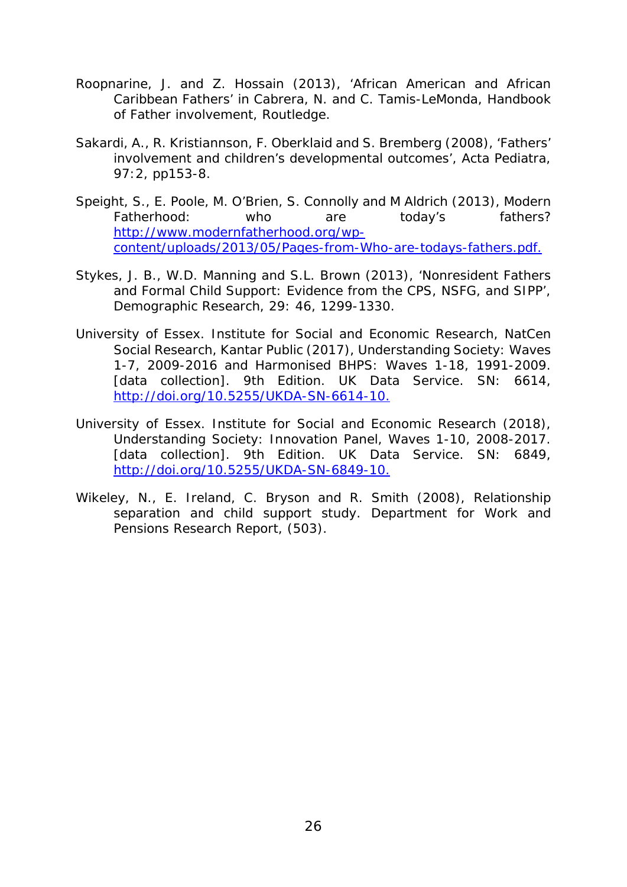Roopnarine, J. and Z. Hossain (2013), 'African American and African Caribbean Fathers' in Cabrera, N. and C. Tamis-LeMonda, Handbook of Father involvement, Routledge.

Sakardi, A., R. Kristiannson, F. Oberklaid and S. Bremberg (2008), 'Fathers' involvement and children's developmental outcomes', Acta Pediatra, 97:2, pp153-8.

Speight, S., E. Poole, M. O'Brien, S. Connolly and M Aldrich (2013), Modern Fatherhood: who are today's fathers? http://www.modernfatherhood.org/wp-content/uploads/2013/05/Pages-from-Who-are-todays-fathers.pdf.

Stykes, J. B., W.D. Manning and S.L. Brown (2013), 'Nonresident Fathers and Formal Child Support: Evidence from the CPS, NSFG, and SIPP', Demographic Research, 29: 46, 1299-1330.

University of Essex. Institute for Social and Economic Research, NatCen Social Research, Kantar Public (2017), Understanding Society: Waves 1-7, 2009-2016 and Harmonised BHPS: Waves 1-18, 1991-2009. [data collection]. 9th Edition. UK Data Service. SN: 6614, http://doi.org/10.5255/UKDA-SN-6614-10.

University of Essex. Institute for Social and Economic Research (2018), Understanding Society: Innovation Panel, Waves 1-10, 2008-2017. [data collection]. 9th Edition. UK Data Service. SN: 6849, http://doi.org/10.5255/UKDA-SN-6849-10.

Wikeley, N., E. Ireland, C. Bryson and R. Smith (2008), Relationship separation and child support study. Department for Work and Pensions Research Report, (503).